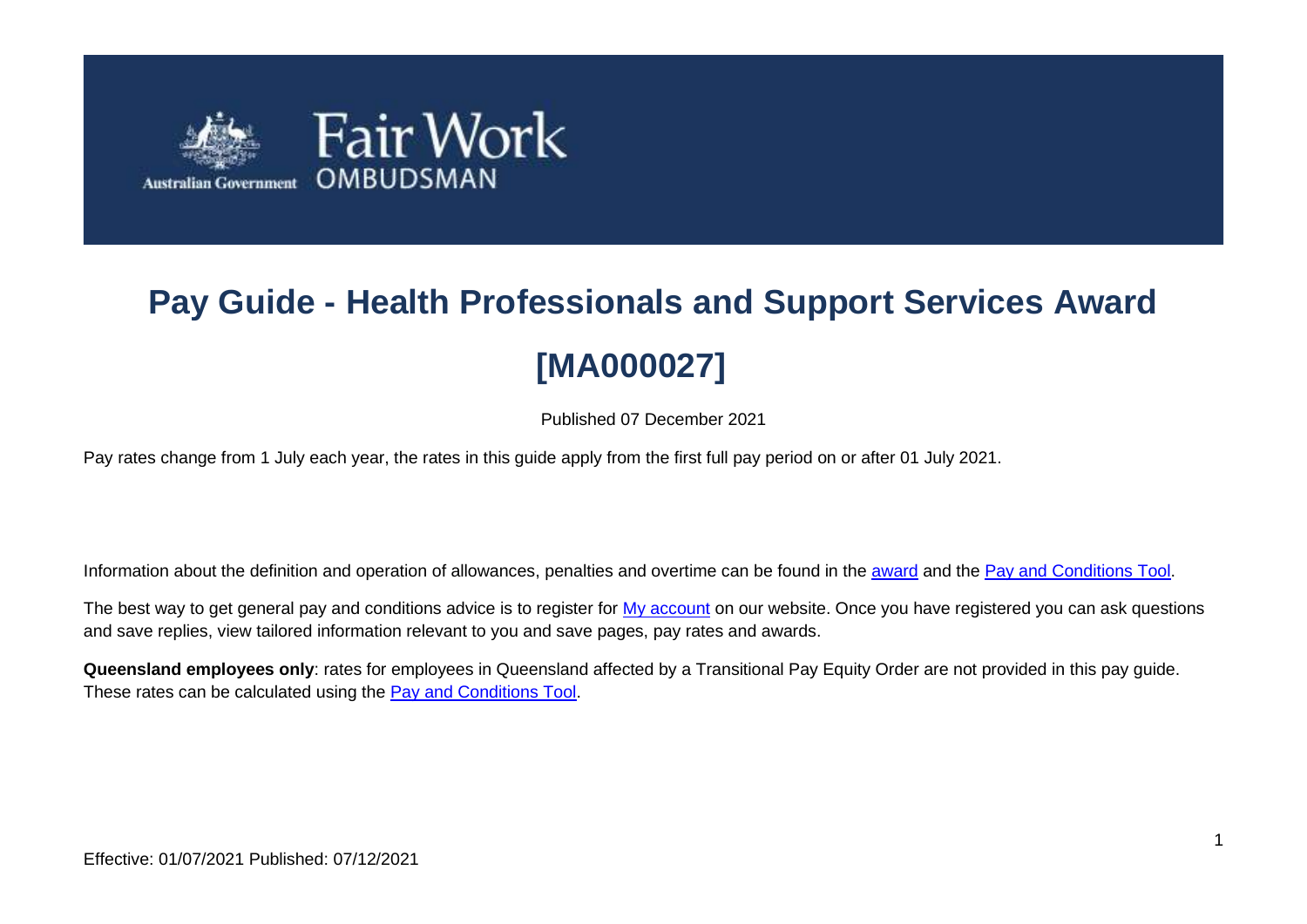# Pay Guide - Health Professionals and Support Services Award [MA000027]

Published 07 December 2021

Pay rates change from 1 July each year, the rates in this guide apply from the first full pay period on or after 01 July 2021.

Information about the definition and operation of allowances, penalties and overtime can be found in the award and the Pay and Conditions Tool.

The best way to get general pay and conditions advice is to register for My account on our website. Once you have registered you can ask questions and save replies, view tailored information relevant to you and save pages, pay rates and awards.

**Queensland employees only**: rates for employees in Queensland affected by a Transitional Pay Equity Order are not provided in this pay guide. These rates can be calculated using the Pay and Conditions Tool.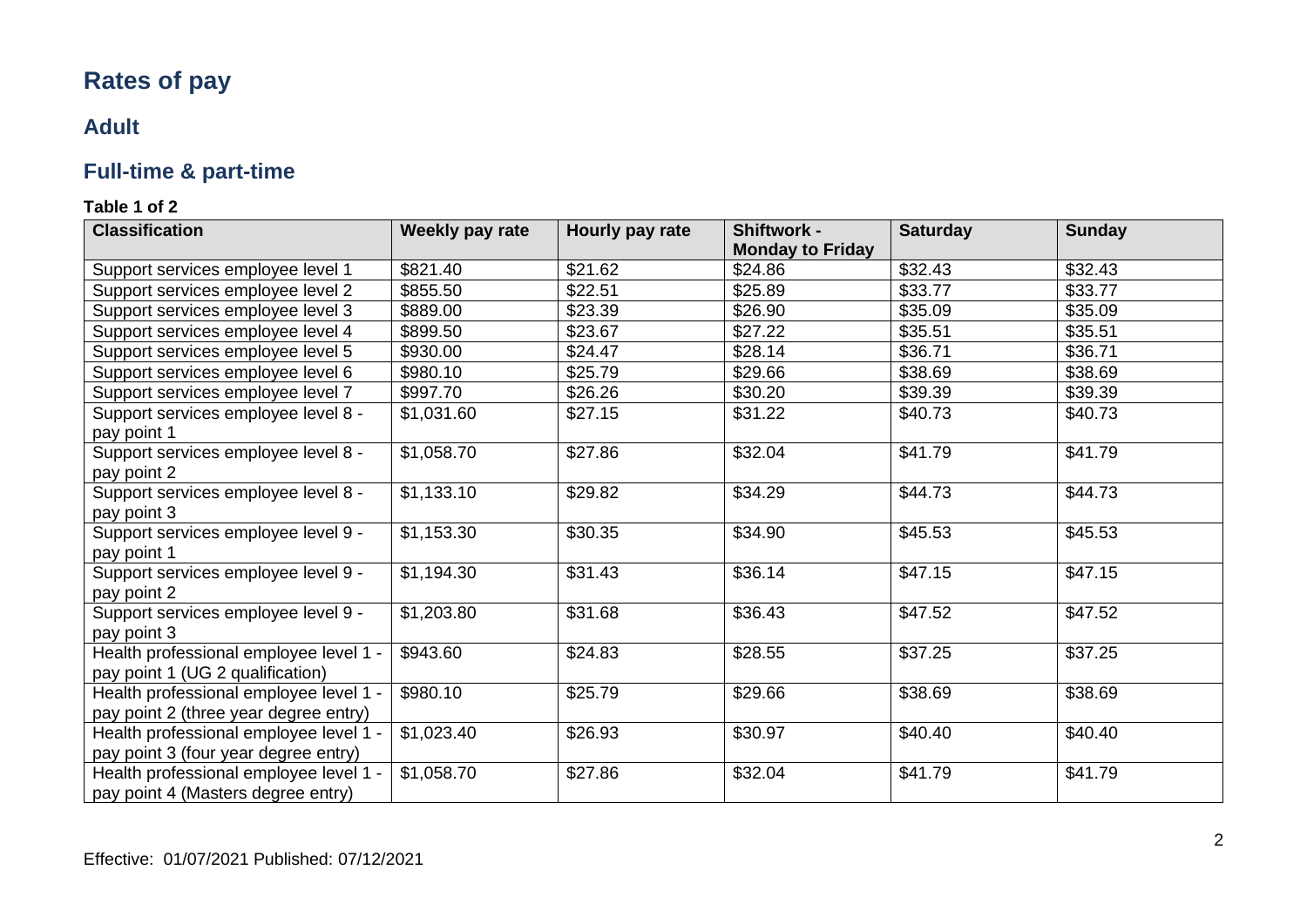# Rates of pay

## Adult

## Full-time & part-time

**Table 1 of 2**

| Classification | Weekly pay rate | Hourly pay rate | Shiftwork - Monday to Friday | Saturday | Sunday |
|---|---|---|---|---|---|
| Support services employee level 1 | $821.40 | $21.62 | $24.86 | $32.43 | $32.43 |
| Support services employee level 2 | $855.50 | $22.51 | $25.89 | $33.77 | $33.77 |
| Support services employee level 3 | $889.00 | $23.39 | $26.90 | $35.09 | $35.09 |
| Support services employee level 4 | $899.50 | $23.67 | $27.22 | $35.51 | $35.51 |
| Support services employee level 5 | $930.00 | $24.47 | $28.14 | $36.71 | $36.71 |
| Support services employee level 6 | $980.10 | $25.79 | $29.66 | $38.69 | $38.69 |
| Support services employee level 7 | $997.70 | $26.26 | $30.20 | $39.39 | $39.39 |
| Support services employee level 8 - pay point 1 | $1,031.60 | $27.15 | $31.22 | $40.73 | $40.73 |
| Support services employee level 8 - pay point 2 | $1,058.70 | $27.86 | $32.04 | $41.79 | $41.79 |
| Support services employee level 8 - pay point 3 | $1,133.10 | $29.82 | $34.29 | $44.73 | $44.73 |
| Support services employee level 9 - pay point 1 | $1,153.30 | $30.35 | $34.90 | $45.53 | $45.53 |
| Support services employee level 9 - pay point 2 | $1,194.30 | $31.43 | $36.14 | $47.15 | $47.15 |
| Support services employee level 9 - pay point 3 | $1,203.80 | $31.68 | $36.43 | $47.52 | $47.52 |
| Health professional employee level 1 - pay point 1 (UG 2 qualification) | $943.60 | $24.83 | $28.55 | $37.25 | $37.25 |
| Health professional employee level 1 - pay point 2 (three year degree entry) | $980.10 | $25.79 | $29.66 | $38.69 | $38.69 |
| Health professional employee level 1 - pay point 3 (four year degree entry) | $1,023.40 | $26.93 | $30.97 | $40.40 | $40.40 |
| Health professional employee level 1 - pay point 4 (Masters degree entry) | $1,058.70 | $27.86 | $32.04 | $41.79 | $41.79 |

Effective: 01/07/2021 Published: 07/12/2021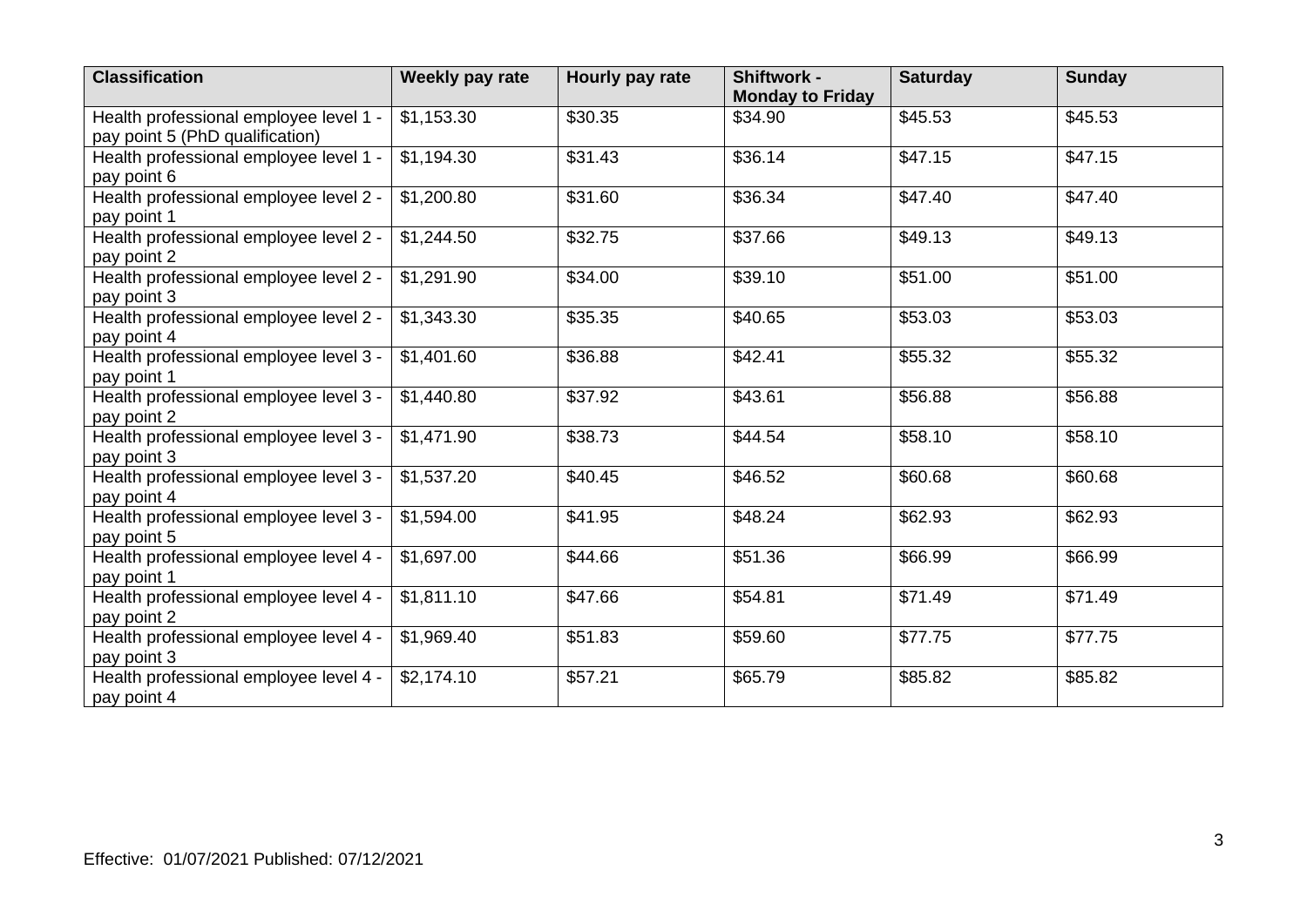| Classification | Weekly pay rate | Hourly pay rate | Shiftwork - Monday to Friday | Saturday | Sunday |
|---|---|---|---|---|---|
| Health professional employee level 1 - pay point 5 (PhD qualification) | $1,153.30 | $30.35 | $34.90 | $45.53 | $45.53 |
| Health professional employee level 1 - pay point 6 | $1,194.30 | $31.43 | $36.14 | $47.15 | $47.15 |
| Health professional employee level 2 - pay point 1 | $1,200.80 | $31.60 | $36.34 | $47.40 | $47.40 |
| Health professional employee level 2 - pay point 2 | $1,244.50 | $32.75 | $37.66 | $49.13 | $49.13 |
| Health professional employee level 2 - pay point 3 | $1,291.90 | $34.00 | $39.10 | $51.00 | $51.00 |
| Health professional employee level 2 - pay point 4 | $1,343.30 | $35.35 | $40.65 | $53.03 | $53.03 |
| Health professional employee level 3 - pay point 1 | $1,401.60 | $36.88 | $42.41 | $55.32 | $55.32 |
| Health professional employee level 3 - pay point 2 | $1,440.80 | $37.92 | $43.61 | $56.88 | $56.88 |
| Health professional employee level 3 - pay point 3 | $1,471.90 | $38.73 | $44.54 | $58.10 | $58.10 |
| Health professional employee level 3 - pay point 4 | $1,537.20 | $40.45 | $46.52 | $60.68 | $60.68 |
| Health professional employee level 3 - pay point 5 | $1,594.00 | $41.95 | $48.24 | $62.93 | $62.93 |
| Health professional employee level 4 - pay point 1 | $1,697.00 | $44.66 | $51.36 | $66.99 | $66.99 |
| Health professional employee level 4 - pay point 2 | $1,811.10 | $47.66 | $54.81 | $71.49 | $71.49 |
| Health professional employee level 4 - pay point 3 | $1,969.40 | $51.83 | $59.60 | $77.75 | $77.75 |
| Health professional employee level 4 - pay point 4 | $2,174.10 | $57.21 | $65.79 | $85.82 | $85.82 |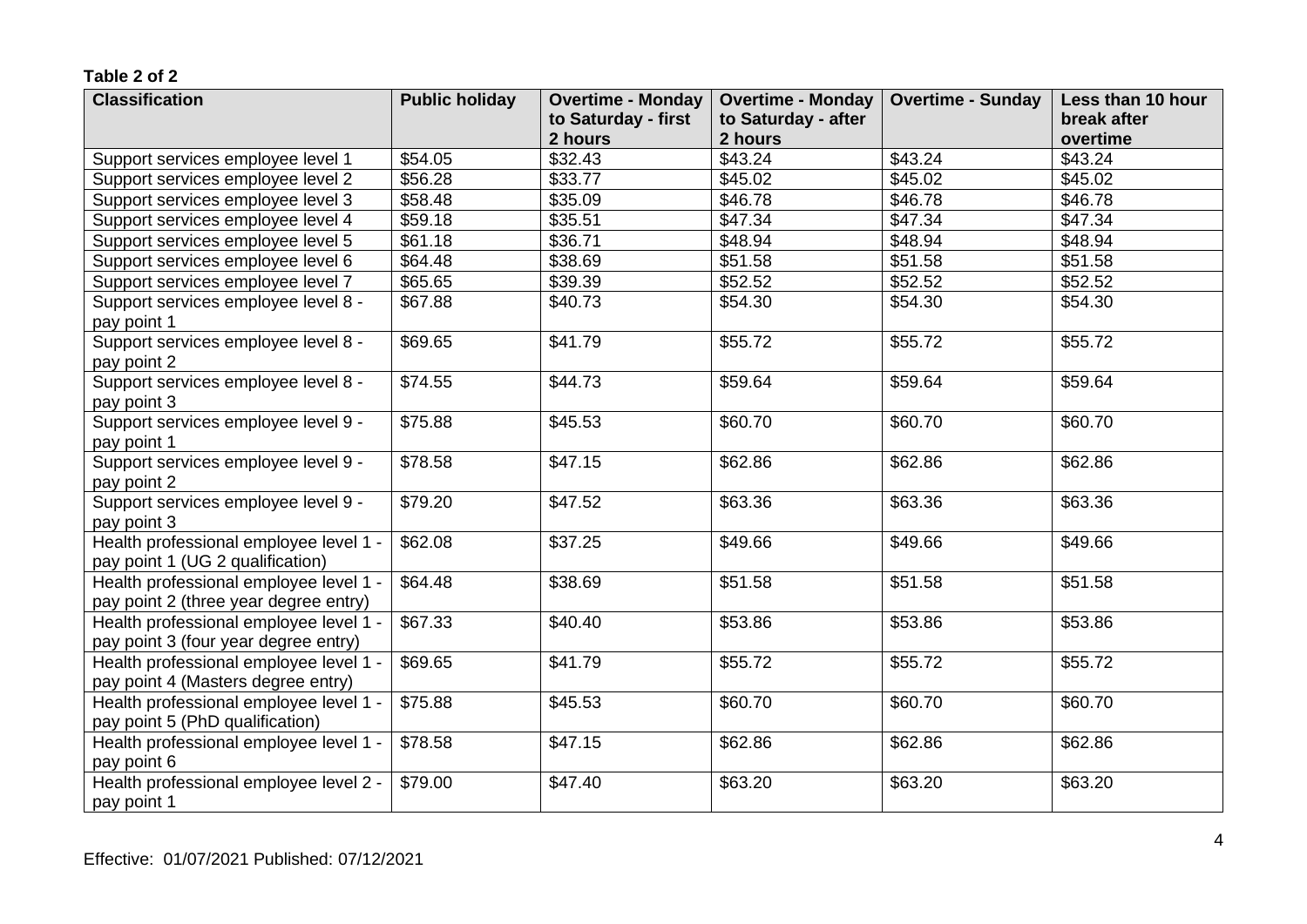**Table 2 of 2**

| Classification | Public holiday | Overtime - Monday to Saturday - first 2 hours | Overtime - Monday to Saturday - after 2 hours | Overtime - Sunday | Less than 10 hour break after overtime |
|---|---|---|---|---|---|
| Support services employee level 1 | $54.05 | $32.43 | $43.24 | $43.24 | $43.24 |
| Support services employee level 2 | $56.28 | $33.77 | $45.02 | $45.02 | $45.02 |
| Support services employee level 3 | $58.48 | $35.09 | $46.78 | $46.78 | $46.78 |
| Support services employee level 4 | $59.18 | $35.51 | $47.34 | $47.34 | $47.34 |
| Support services employee level 5 | $61.18 | $36.71 | $48.94 | $48.94 | $48.94 |
| Support services employee level 6 | $64.48 | $38.69 | $51.58 | $51.58 | $51.58 |
| Support services employee level 7 | $65.65 | $39.39 | $52.52 | $52.52 | $52.52 |
| Support services employee level 8 - pay point 1 | $67.88 | $40.73 | $54.30 | $54.30 | $54.30 |
| Support services employee level 8 - pay point 2 | $69.65 | $41.79 | $55.72 | $55.72 | $55.72 |
| Support services employee level 8 - pay point 3 | $74.55 | $44.73 | $59.64 | $59.64 | $59.64 |
| Support services employee level 9 - pay point 1 | $75.88 | $45.53 | $60.70 | $60.70 | $60.70 |
| Support services employee level 9 - pay point 2 | $78.58 | $47.15 | $62.86 | $62.86 | $62.86 |
| Support services employee level 9 - pay point 3 | $79.20 | $47.52 | $63.36 | $63.36 | $63.36 |
| Health professional employee level 1 - pay point 1 (UG 2 qualification) | $62.08 | $37.25 | $49.66 | $49.66 | $49.66 |
| Health professional employee level 1 - pay point 2 (three year degree entry) | $64.48 | $38.69 | $51.58 | $51.58 | $51.58 |
| Health professional employee level 1 - pay point 3 (four year degree entry) | $67.33 | $40.40 | $53.86 | $53.86 | $53.86 |
| Health professional employee level 1 - pay point 4 (Masters degree entry) | $69.65 | $41.79 | $55.72 | $55.72 | $55.72 |
| Health professional employee level 1 - pay point 5 (PhD qualification) | $75.88 | $45.53 | $60.70 | $60.70 | $60.70 |
| Health professional employee level 1 - pay point 6 | $78.58 | $47.15 | $62.86 | $62.86 | $62.86 |
| Health professional employee level 2 - pay point 1 | $79.00 | $47.40 | $63.20 | $63.20 | $63.20 |

Effective: 01/07/2021 Published: 07/12/2021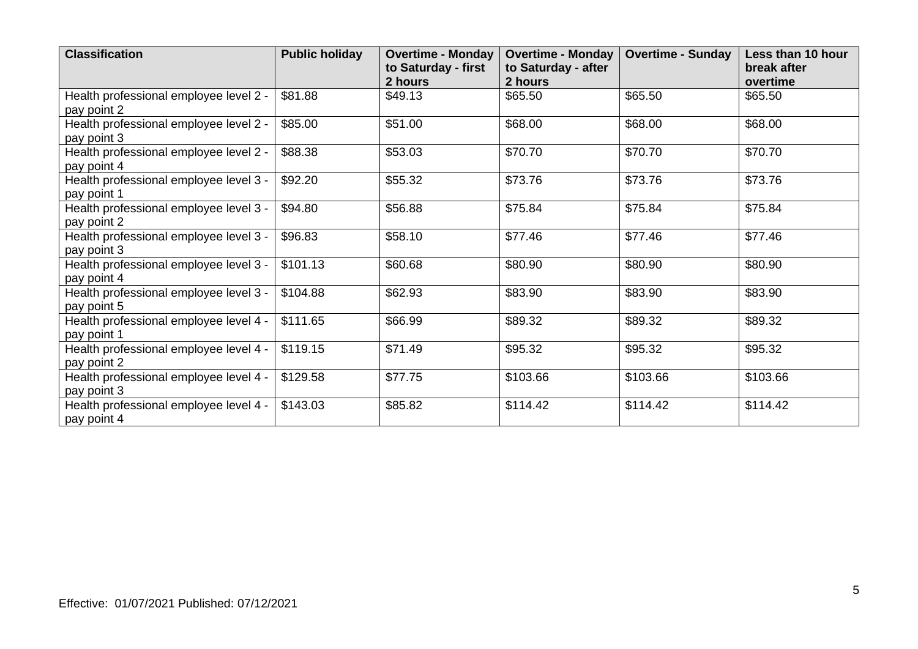| Classification | Public holiday | Overtime - Monday to Saturday - first 2 hours | Overtime - Monday to Saturday - after 2 hours | Overtime - Sunday | Less than 10 hour break after overtime |
|---|---|---|---|---|---|
| Health professional employee level 2 - pay point 2 | $81.88 | $49.13 | $65.50 | $65.50 | $65.50 |
| Health professional employee level 2 - pay point 3 | $85.00 | $51.00 | $68.00 | $68.00 | $68.00 |
| Health professional employee level 2 - pay point 4 | $88.38 | $53.03 | $70.70 | $70.70 | $70.70 |
| Health professional employee level 3 - pay point 1 | $92.20 | $55.32 | $73.76 | $73.76 | $73.76 |
| Health professional employee level 3 - pay point 2 | $94.80 | $56.88 | $75.84 | $75.84 | $75.84 |
| Health professional employee level 3 - pay point 3 | $96.83 | $58.10 | $77.46 | $77.46 | $77.46 |
| Health professional employee level 3 - pay point 4 | $101.13 | $60.68 | $80.90 | $80.90 | $80.90 |
| Health professional employee level 3 - pay point 5 | $104.88 | $62.93 | $83.90 | $83.90 | $83.90 |
| Health professional employee level 4 - pay point 1 | $111.65 | $66.99 | $89.32 | $89.32 | $89.32 |
| Health professional employee level 4 - pay point 2 | $119.15 | $71.49 | $95.32 | $95.32 | $95.32 |
| Health professional employee level 4 - pay point 3 | $129.58 | $77.75 | $103.66 | $103.66 | $103.66 |
| Health professional employee level 4 - pay point 4 | $143.03 | $85.82 | $114.42 | $114.42 | $114.42 |

Effective: 01/07/2021 Published: 07/12/2021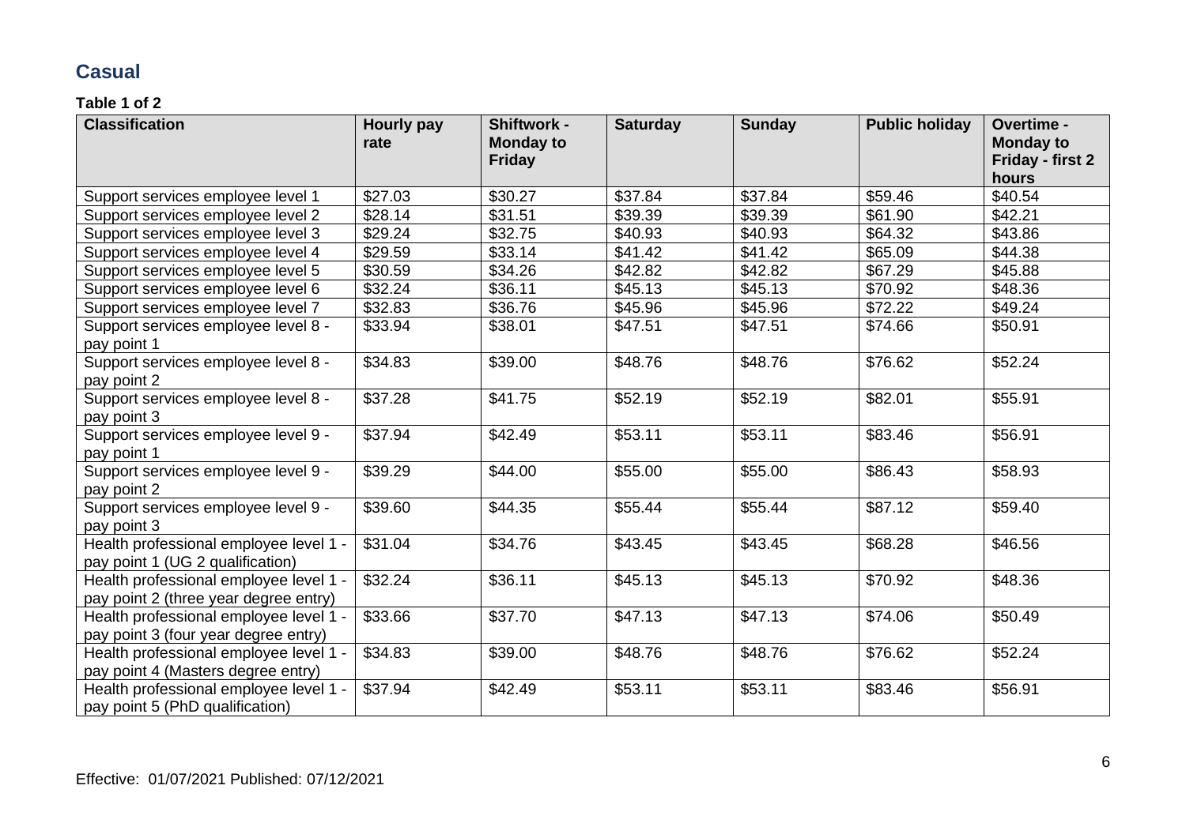## Casual

**Table 1 of 2**

| Classification | Hourly pay rate | Shiftwork - Monday to Friday | Saturday | Sunday | Public holiday | Overtime - Monday to Friday - first 2 hours |
| --- | --- | --- | --- | --- | --- | --- |
| Support services employee level 1 | $27.03 | $30.27 | $37.84 | $37.84 | $59.46 | $40.54 |
| Support services employee level 2 | $28.14 | $31.51 | $39.39 | $39.39 | $61.90 | $42.21 |
| Support services employee level 3 | $29.24 | $32.75 | $40.93 | $40.93 | $64.32 | $43.86 |
| Support services employee level 4 | $29.59 | $33.14 | $41.42 | $41.42 | $65.09 | $44.38 |
| Support services employee level 5 | $30.59 | $34.26 | $42.82 | $42.82 | $67.29 | $45.88 |
| Support services employee level 6 | $32.24 | $36.11 | $45.13 | $45.13 | $70.92 | $48.36 |
| Support services employee level 7 | $32.83 | $36.76 | $45.96 | $45.96 | $72.22 | $49.24 |
| Support services employee level 8 - pay point 1 | $33.94 | $38.01 | $47.51 | $47.51 | $74.66 | $50.91 |
| Support services employee level 8 - pay point 2 | $34.83 | $39.00 | $48.76 | $48.76 | $76.62 | $52.24 |
| Support services employee level 8 - pay point 3 | $37.28 | $41.75 | $52.19 | $52.19 | $82.01 | $55.91 |
| Support services employee level 9 - pay point 1 | $37.94 | $42.49 | $53.11 | $53.11 | $83.46 | $56.91 |
| Support services employee level 9 - pay point 2 | $39.29 | $44.00 | $55.00 | $55.00 | $86.43 | $58.93 |
| Support services employee level 9 - pay point 3 | $39.60 | $44.35 | $55.44 | $55.44 | $87.12 | $59.40 |
| Health professional employee level 1 - pay point 1 (UG 2 qualification) | $31.04 | $34.76 | $43.45 | $43.45 | $68.28 | $46.56 |
| Health professional employee level 1 - pay point 2 (three year degree entry) | $32.24 | $36.11 | $45.13 | $45.13 | $70.92 | $48.36 |
| Health professional employee level 1 - pay point 3 (four year degree entry) | $33.66 | $37.70 | $47.13 | $47.13 | $74.06 | $50.49 |
| Health professional employee level 1 - pay point 4 (Masters degree entry) | $34.83 | $39.00 | $48.76 | $48.76 | $76.62 | $52.24 |
| Health professional employee level 1 - pay point 5 (PhD qualification) | $37.94 | $42.49 | $53.11 | $53.11 | $83.46 | $56.91 |

Effective: 01/07/2021 Published: 07/12/2021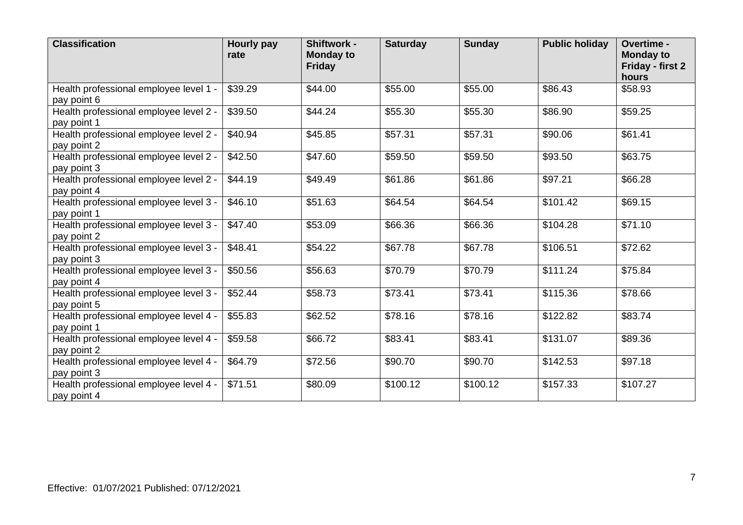| Classification | Hourly pay rate | Shiftwork - Monday to Friday | Saturday | Sunday | Public holiday | Overtime - Monday to Friday - first 2 hours |
|---|---|---|---|---|---|---|
| Health professional employee level 1 - pay point 6 | $39.29 | $44.00 | $55.00 | $55.00 | $86.43 | $58.93 |
| Health professional employee level 2 - pay point 1 | $39.50 | $44.24 | $55.30 | $55.30 | $86.90 | $59.25 |
| Health professional employee level 2 - pay point 2 | $40.94 | $45.85 | $57.31 | $57.31 | $90.06 | $61.41 |
| Health professional employee level 2 - pay point 3 | $42.50 | $47.60 | $59.50 | $59.50 | $93.50 | $63.75 |
| Health professional employee level 2 - pay point 4 | $44.19 | $49.49 | $61.86 | $61.86 | $97.21 | $66.28 |
| Health professional employee level 3 - pay point 1 | $46.10 | $51.63 | $64.54 | $64.54 | $101.42 | $69.15 |
| Health professional employee level 3 - pay point 2 | $47.40 | $53.09 | $66.36 | $66.36 | $104.28 | $71.10 |
| Health professional employee level 3 - pay point 3 | $48.41 | $54.22 | $67.78 | $67.78 | $106.51 | $72.62 |
| Health professional employee level 3 - pay point 4 | $50.56 | $56.63 | $70.79 | $70.79 | $111.24 | $75.84 |
| Health professional employee level 3 - pay point 5 | $52.44 | $58.73 | $73.41 | $73.41 | $115.36 | $78.66 |
| Health professional employee level 4 - pay point 1 | $55.83 | $62.52 | $78.16 | $78.16 | $122.82 | $83.74 |
| Health professional employee level 4 - pay point 2 | $59.58 | $66.72 | $83.41 | $83.41 | $131.07 | $89.36 |
| Health professional employee level 4 - pay point 3 | $64.79 | $72.56 | $90.70 | $90.70 | $142.53 | $97.18 |
| Health professional employee level 4 - pay point 4 | $71.51 | $80.09 | $100.12 | $100.12 | $157.33 | $107.27 |

Effective: 01/07/2021 Published: 07/12/2021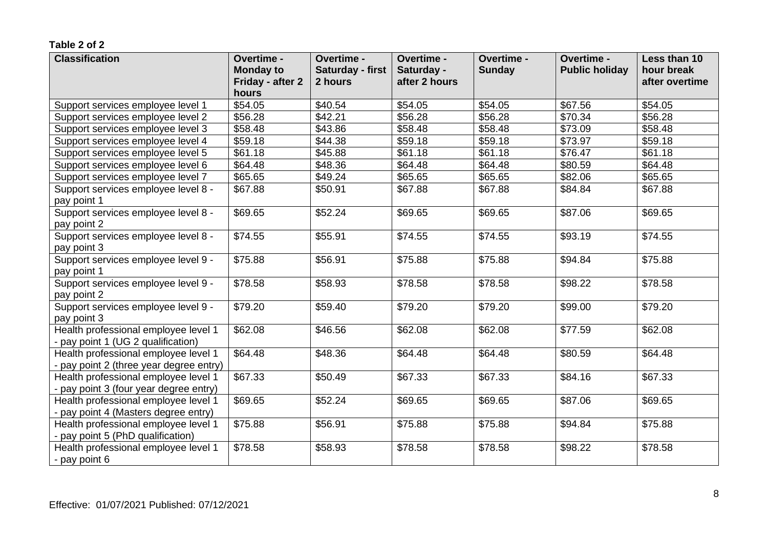**Table 2 of 2**

| Classification | Overtime - Monday to Friday - after 2 hours | Overtime - Saturday - first 2 hours | Overtime - Saturday - after 2 hours | Overtime - Sunday | Overtime - Public holiday | Less than 10 hour break after overtime |
|---|---|---|---|---|---|---|
| Support services employee level 1 | $54.05 | $40.54 | $54.05 | $54.05 | $67.56 | $54.05 |
| Support services employee level 2 | $56.28 | $42.21 | $56.28 | $56.28 | $70.34 | $56.28 |
| Support services employee level 3 | $58.48 | $43.86 | $58.48 | $58.48 | $73.09 | $58.48 |
| Support services employee level 4 | $59.18 | $44.38 | $59.18 | $59.18 | $73.97 | $59.18 |
| Support services employee level 5 | $61.18 | $45.88 | $61.18 | $61.18 | $76.47 | $61.18 |
| Support services employee level 6 | $64.48 | $48.36 | $64.48 | $64.48 | $80.59 | $64.48 |
| Support services employee level 7 | $65.65 | $49.24 | $65.65 | $65.65 | $82.06 | $65.65 |
| Support services employee level 8 - pay point 1 | $67.88 | $50.91 | $67.88 | $67.88 | $84.84 | $67.88 |
| Support services employee level 8 - pay point 2 | $69.65 | $52.24 | $69.65 | $69.65 | $87.06 | $69.65 |
| Support services employee level 8 - pay point 3 | $74.55 | $55.91 | $74.55 | $74.55 | $93.19 | $74.55 |
| Support services employee level 9 - pay point 1 | $75.88 | $56.91 | $75.88 | $75.88 | $94.84 | $75.88 |
| Support services employee level 9 - pay point 2 | $78.58 | $58.93 | $78.58 | $78.58 | $98.22 | $78.58 |
| Support services employee level 9 - pay point 3 | $79.20 | $59.40 | $79.20 | $79.20 | $99.00 | $79.20 |
| Health professional employee level 1 - pay point 1 (UG 2 qualification) | $62.08 | $46.56 | $62.08 | $62.08 | $77.59 | $62.08 |
| Health professional employee level 1 - pay point 2 (three year degree entry) | $64.48 | $48.36 | $64.48 | $64.48 | $80.59 | $64.48 |
| Health professional employee level 1 - pay point 3 (four year degree entry) | $67.33 | $50.49 | $67.33 | $67.33 | $84.16 | $67.33 |
| Health professional employee level 1 - pay point 4 (Masters degree entry) | $69.65 | $52.24 | $69.65 | $69.65 | $87.06 | $69.65 |
| Health professional employee level 1 - pay point 5 (PhD qualification) | $75.88 | $56.91 | $75.88 | $75.88 | $94.84 | $75.88 |
| Health professional employee level 1 - pay point 6 | $78.58 | $58.93 | $78.58 | $78.58 | $98.22 | $78.58 |

Effective: 01/07/2021 Published: 07/12/2021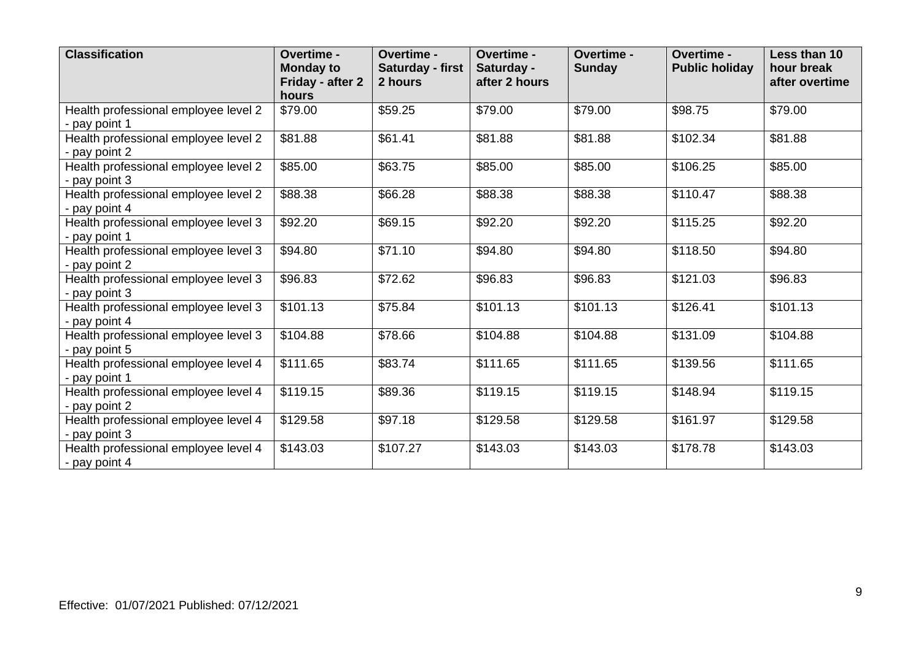| Classification | Overtime - Monday to Friday - after 2 hours | Overtime - Saturday - first 2 hours | Overtime - Saturday - after 2 hours | Overtime - Sunday | Overtime - Public holiday | Less than 10 hour break after overtime |
|---|---|---|---|---|---|---|
| Health professional employee level 2 - pay point 1 | $79.00 | $59.25 | $79.00 | $79.00 | $98.75 | $79.00 |
| Health professional employee level 2 - pay point 2 | $81.88 | $61.41 | $81.88 | $81.88 | $102.34 | $81.88 |
| Health professional employee level 2 - pay point 3 | $85.00 | $63.75 | $85.00 | $85.00 | $106.25 | $85.00 |
| Health professional employee level 2 - pay point 4 | $88.38 | $66.28 | $88.38 | $88.38 | $110.47 | $88.38 |
| Health professional employee level 3 - pay point 1 | $92.20 | $69.15 | $92.20 | $92.20 | $115.25 | $92.20 |
| Health professional employee level 3 - pay point 2 | $94.80 | $71.10 | $94.80 | $94.80 | $118.50 | $94.80 |
| Health professional employee level 3 - pay point 3 | $96.83 | $72.62 | $96.83 | $96.83 | $121.03 | $96.83 |
| Health professional employee level 3 - pay point 4 | $101.13 | $75.84 | $101.13 | $101.13 | $126.41 | $101.13 |
| Health professional employee level 3 - pay point 5 | $104.88 | $78.66 | $104.88 | $104.88 | $131.09 | $104.88 |
| Health professional employee level 4 - pay point 1 | $111.65 | $83.74 | $111.65 | $111.65 | $139.56 | $111.65 |
| Health professional employee level 4 - pay point 2 | $119.15 | $89.36 | $119.15 | $119.15 | $148.94 | $119.15 |
| Health professional employee level 4 - pay point 3 | $129.58 | $97.18 | $129.58 | $129.58 | $161.97 | $129.58 |
| Health professional employee level 4 - pay point 4 | $143.03 | $107.27 | $143.03 | $143.03 | $178.78 | $143.03 |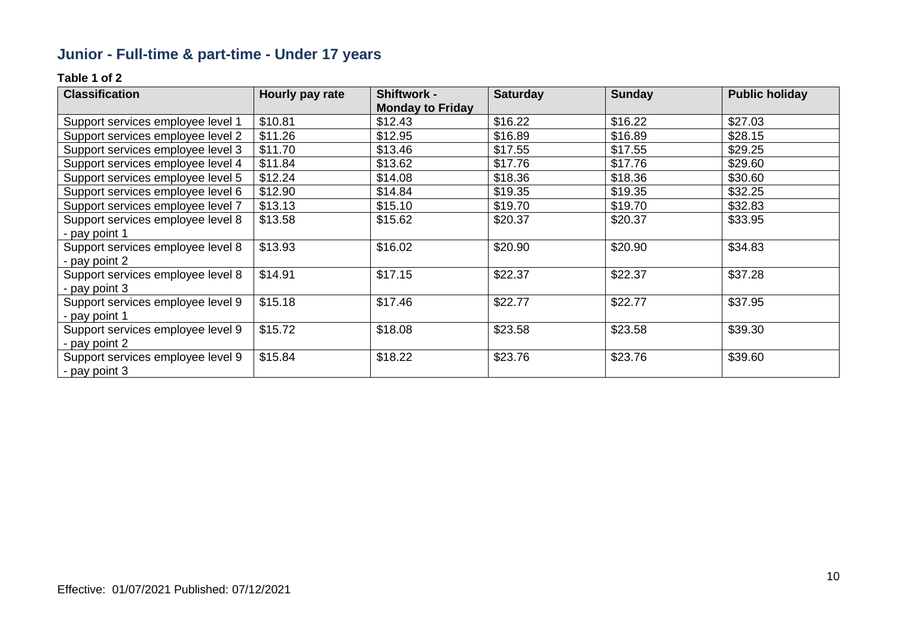## Junior - Full-time & part-time - Under 17 years

**Table 1 of 2**

| Classification | Hourly pay rate | Shiftwork - Monday to Friday | Saturday | Sunday | Public holiday |
|---|---|---|---|---|---|
| Support services employee level 1 | $10.81 | $12.43 | $16.22 | $16.22 | $27.03 |
| Support services employee level 2 | $11.26 | $12.95 | $16.89 | $16.89 | $28.15 |
| Support services employee level 3 | $11.70 | $13.46 | $17.55 | $17.55 | $29.25 |
| Support services employee level 4 | $11.84 | $13.62 | $17.76 | $17.76 | $29.60 |
| Support services employee level 5 | $12.24 | $14.08 | $18.36 | $18.36 | $30.60 |
| Support services employee level 6 | $12.90 | $14.84 | $19.35 | $19.35 | $32.25 |
| Support services employee level 7 | $13.13 | $15.10 | $19.70 | $19.70 | $32.83 |
| Support services employee level 8 - pay point 1 | $13.58 | $15.62 | $20.37 | $20.37 | $33.95 |
| Support services employee level 8 - pay point 2 | $13.93 | $16.02 | $20.90 | $20.90 | $34.83 |
| Support services employee level 8 - pay point 3 | $14.91 | $17.15 | $22.37 | $22.37 | $37.28 |
| Support services employee level 9 - pay point 1 | $15.18 | $17.46 | $22.77 | $22.77 | $37.95 |
| Support services employee level 9 - pay point 2 | $15.72 | $18.08 | $23.58 | $23.58 | $39.30 |
| Support services employee level 9 - pay point 3 | $15.84 | $18.22 | $23.76 | $23.76 | $39.60 |

Effective: 01/07/2021 Published: 07/12/2021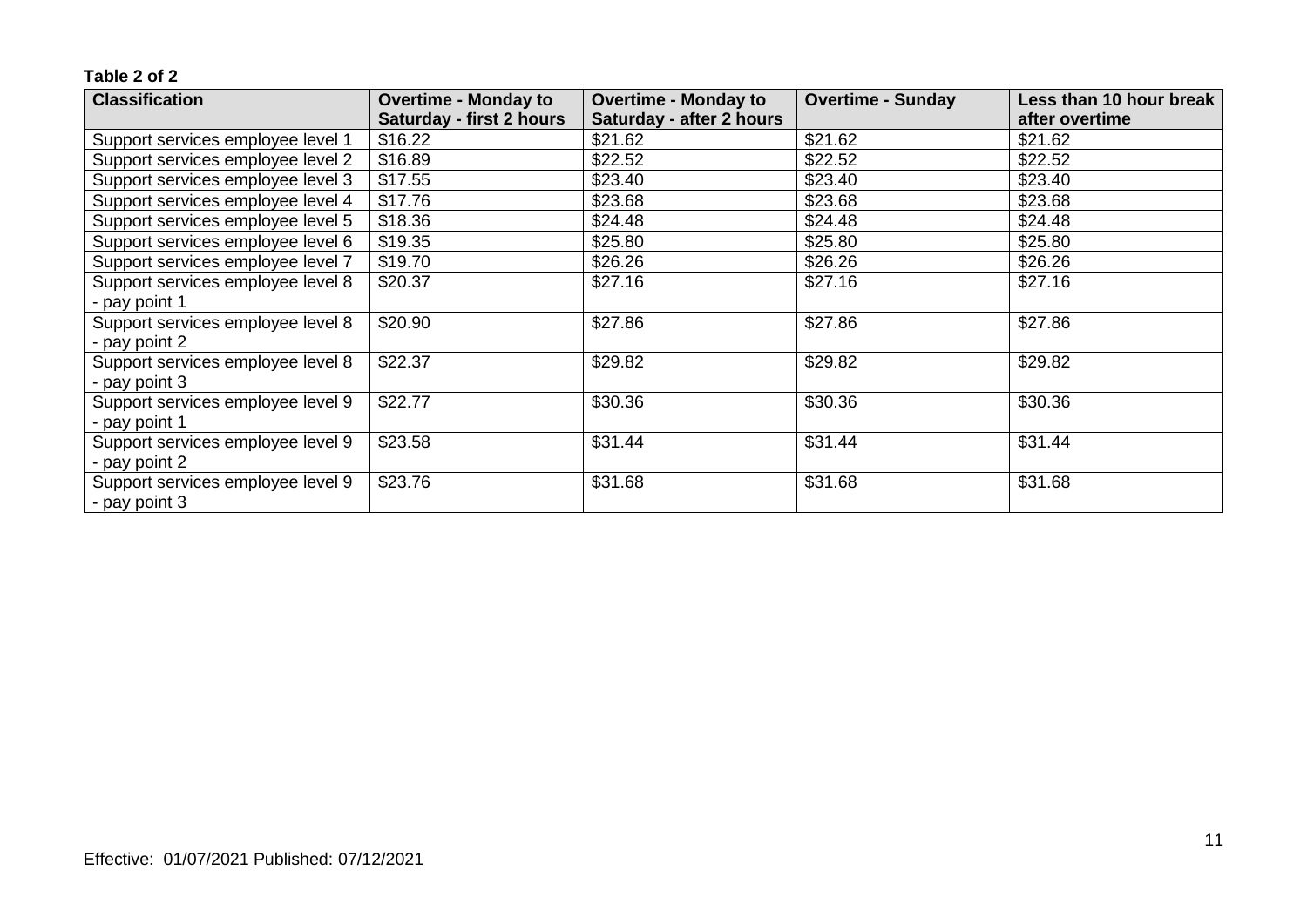**Table 2 of 2**

| Classification | Overtime - Monday to Saturday - first 2 hours | Overtime - Monday to Saturday - after 2 hours | Overtime - Sunday | Less than 10 hour break after overtime |
|---|---|---|---|---|
| Support services employee level 1 | $16.22 | $21.62 | $21.62 | $21.62 |
| Support services employee level 2 | $16.89 | $22.52 | $22.52 | $22.52 |
| Support services employee level 3 | $17.55 | $23.40 | $23.40 | $23.40 |
| Support services employee level 4 | $17.76 | $23.68 | $23.68 | $23.68 |
| Support services employee level 5 | $18.36 | $24.48 | $24.48 | $24.48 |
| Support services employee level 6 | $19.35 | $25.80 | $25.80 | $25.80 |
| Support services employee level 7 | $19.70 | $26.26 | $26.26 | $26.26 |
| Support services employee level 8 - pay point 1 | $20.37 | $27.16 | $27.16 | $27.16 |
| Support services employee level 8 - pay point 2 | $20.90 | $27.86 | $27.86 | $27.86 |
| Support services employee level 8 - pay point 3 | $22.37 | $29.82 | $29.82 | $29.82 |
| Support services employee level 9 - pay point 1 | $22.77 | $30.36 | $30.36 | $30.36 |
| Support services employee level 9 - pay point 2 | $23.58 | $31.44 | $31.44 | $31.44 |
| Support services employee level 9 - pay point 3 | $23.76 | $31.68 | $31.68 | $31.68 |

Effective: 01/07/2021 Published: 07/12/2021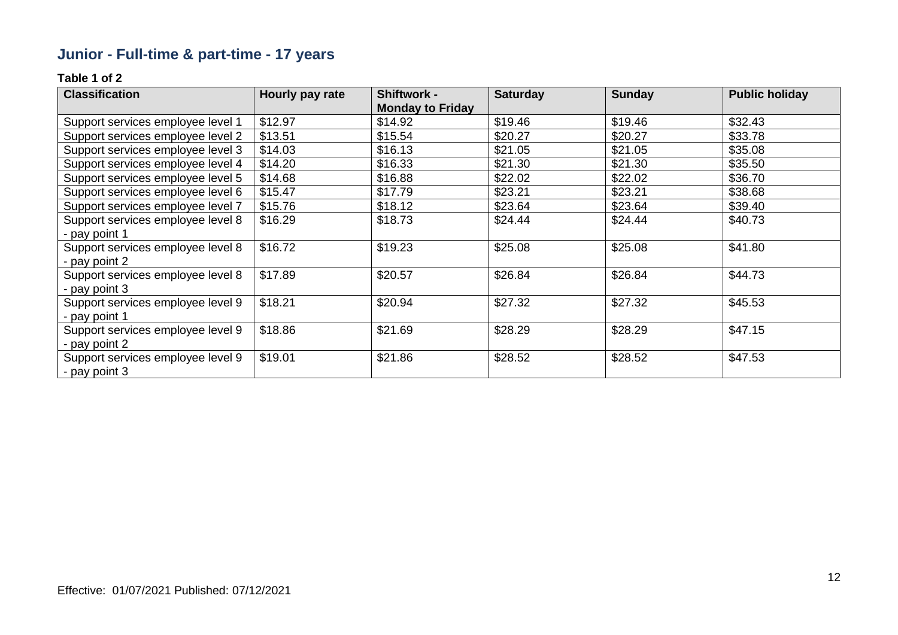## Junior - Full-time & part-time - 17 years

**Table 1 of 2**

| Classification | Hourly pay rate | Shiftwork - Monday to Friday | Saturday | Sunday | Public holiday |
|---|---|---|---|---|---|
| Support services employee level 1 | $12.97 | $14.92 | $19.46 | $19.46 | $32.43 |
| Support services employee level 2 | $13.51 | $15.54 | $20.27 | $20.27 | $33.78 |
| Support services employee level 3 | $14.03 | $16.13 | $21.05 | $21.05 | $35.08 |
| Support services employee level 4 | $14.20 | $16.33 | $21.30 | $21.30 | $35.50 |
| Support services employee level 5 | $14.68 | $16.88 | $22.02 | $22.02 | $36.70 |
| Support services employee level 6 | $15.47 | $17.79 | $23.21 | $23.21 | $38.68 |
| Support services employee level 7 | $15.76 | $18.12 | $23.64 | $23.64 | $39.40 |
| Support services employee level 8 - pay point 1 | $16.29 | $18.73 | $24.44 | $24.44 | $40.73 |
| Support services employee level 8 - pay point 2 | $16.72 | $19.23 | $25.08 | $25.08 | $41.80 |
| Support services employee level 8 - pay point 3 | $17.89 | $20.57 | $26.84 | $26.84 | $44.73 |
| Support services employee level 9 - pay point 1 | $18.21 | $20.94 | $27.32 | $27.32 | $45.53 |
| Support services employee level 9 - pay point 2 | $18.86 | $21.69 | $28.29 | $28.29 | $47.15 |
| Support services employee level 9 - pay point 3 | $19.01 | $21.86 | $28.52 | $28.52 | $47.53 |

Effective: 01/07/2021 Published: 07/12/2021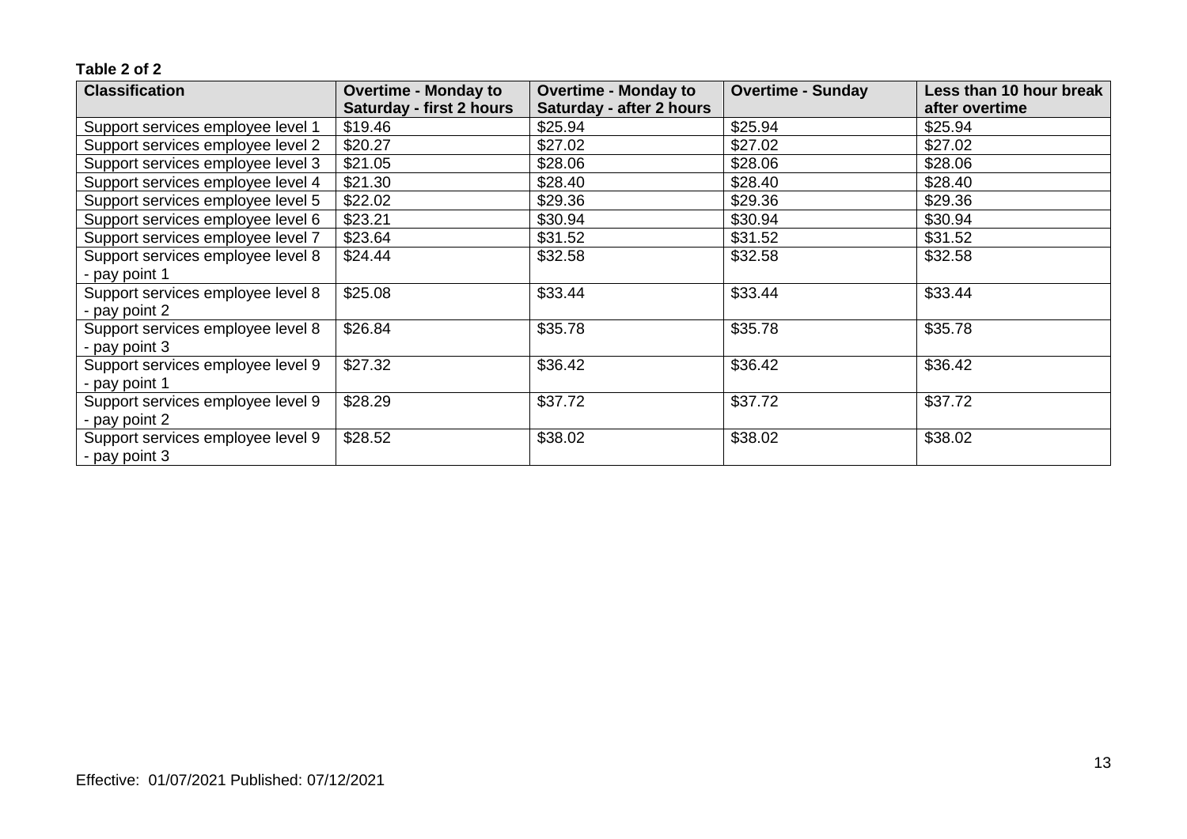**Table 2 of 2**

| Classification | Overtime - Monday to Saturday - first 2 hours | Overtime - Monday to Saturday - after 2 hours | Overtime - Sunday | Less than 10 hour break after overtime |
|---|---|---|---|---|
| Support services employee level 1 | $19.46 | $25.94 | $25.94 | $25.94 |
| Support services employee level 2 | $20.27 | $27.02 | $27.02 | $27.02 |
| Support services employee level 3 | $21.05 | $28.06 | $28.06 | $28.06 |
| Support services employee level 4 | $21.30 | $28.40 | $28.40 | $28.40 |
| Support services employee level 5 | $22.02 | $29.36 | $29.36 | $29.36 |
| Support services employee level 6 | $23.21 | $30.94 | $30.94 | $30.94 |
| Support services employee level 7 | $23.64 | $31.52 | $31.52 | $31.52 |
| Support services employee level 8 - pay point 1 | $24.44 | $32.58 | $32.58 | $32.58 |
| Support services employee level 8 - pay point 2 | $25.08 | $33.44 | $33.44 | $33.44 |
| Support services employee level 8 - pay point 3 | $26.84 | $35.78 | $35.78 | $35.78 |
| Support services employee level 9 - pay point 1 | $27.32 | $36.42 | $36.42 | $36.42 |
| Support services employee level 9 - pay point 2 | $28.29 | $37.72 | $37.72 | $37.72 |
| Support services employee level 9 - pay point 3 | $28.52 | $38.02 | $38.02 | $38.02 |

Effective: 01/07/2021 Published: 07/12/2021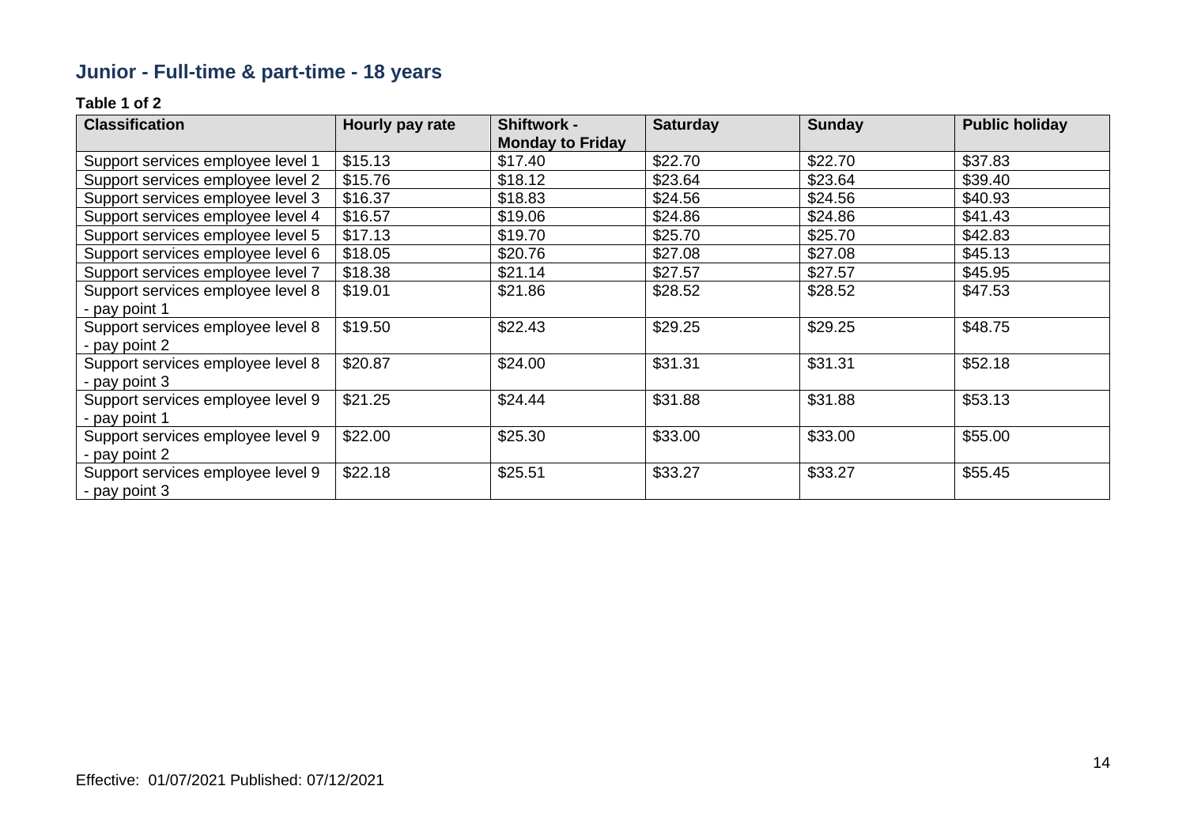## Junior - Full-time & part-time - 18 years

**Table 1 of 2**

| Classification | Hourly pay rate | Shiftwork - Monday to Friday | Saturday | Sunday | Public holiday |
|---|---|---|---|---|---|
| Support services employee level 1 | $15.13 | $17.40 | $22.70 | $22.70 | $37.83 |
| Support services employee level 2 | $15.76 | $18.12 | $23.64 | $23.64 | $39.40 |
| Support services employee level 3 | $16.37 | $18.83 | $24.56 | $24.56 | $40.93 |
| Support services employee level 4 | $16.57 | $19.06 | $24.86 | $24.86 | $41.43 |
| Support services employee level 5 | $17.13 | $19.70 | $25.70 | $25.70 | $42.83 |
| Support services employee level 6 | $18.05 | $20.76 | $27.08 | $27.08 | $45.13 |
| Support services employee level 7 | $18.38 | $21.14 | $27.57 | $27.57 | $45.95 |
| Support services employee level 8 - pay point 1 | $19.01 | $21.86 | $28.52 | $28.52 | $47.53 |
| Support services employee level 8 - pay point 2 | $19.50 | $22.43 | $29.25 | $29.25 | $48.75 |
| Support services employee level 8 - pay point 3 | $20.87 | $24.00 | $31.31 | $31.31 | $52.18 |
| Support services employee level 9 - pay point 1 | $21.25 | $24.44 | $31.88 | $31.88 | $53.13 |
| Support services employee level 9 - pay point 2 | $22.00 | $25.30 | $33.00 | $33.00 | $55.00 |
| Support services employee level 9 - pay point 3 | $22.18 | $25.51 | $33.27 | $33.27 | $55.45 |

Effective: 01/07/2021 Published: 07/12/2021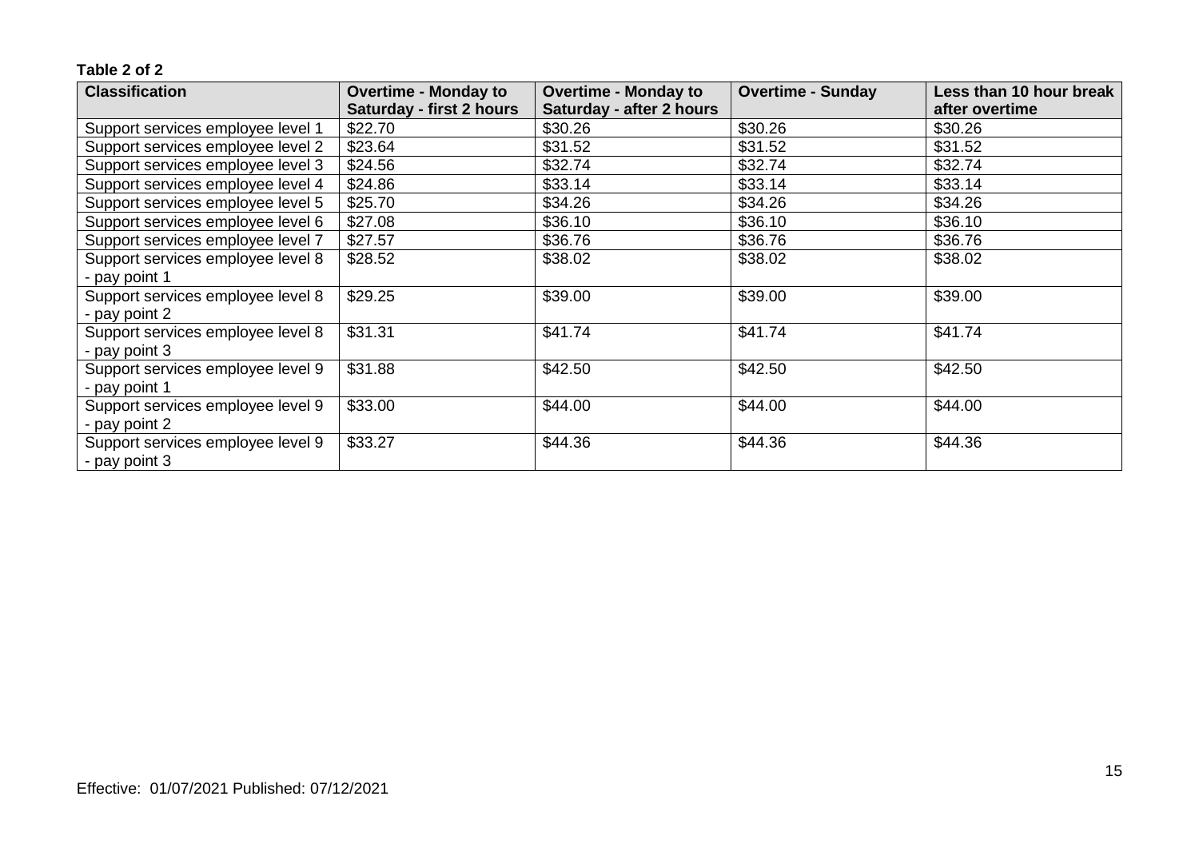**Table 2 of 2**

| Classification | Overtime - Monday to Saturday - first 2 hours | Overtime - Monday to Saturday - after 2 hours | Overtime - Sunday | Less than 10 hour break after overtime |
|---|---|---|---|---|
| Support services employee level 1 | $22.70 | $30.26 | $30.26 | $30.26 |
| Support services employee level 2 | $23.64 | $31.52 | $31.52 | $31.52 |
| Support services employee level 3 | $24.56 | $32.74 | $32.74 | $32.74 |
| Support services employee level 4 | $24.86 | $33.14 | $33.14 | $33.14 |
| Support services employee level 5 | $25.70 | $34.26 | $34.26 | $34.26 |
| Support services employee level 6 | $27.08 | $36.10 | $36.10 | $36.10 |
| Support services employee level 7 | $27.57 | $36.76 | $36.76 | $36.76 |
| Support services employee level 8 - pay point 1 | $28.52 | $38.02 | $38.02 | $38.02 |
| Support services employee level 8 - pay point 2 | $29.25 | $39.00 | $39.00 | $39.00 |
| Support services employee level 8 - pay point 3 | $31.31 | $41.74 | $41.74 | $41.74 |
| Support services employee level 9 - pay point 1 | $31.88 | $42.50 | $42.50 | $42.50 |
| Support services employee level 9 - pay point 2 | $33.00 | $44.00 | $44.00 | $44.00 |
| Support services employee level 9 - pay point 3 | $33.27 | $44.36 | $44.36 | $44.36 |

Effective: 01/07/2021 Published: 07/12/2021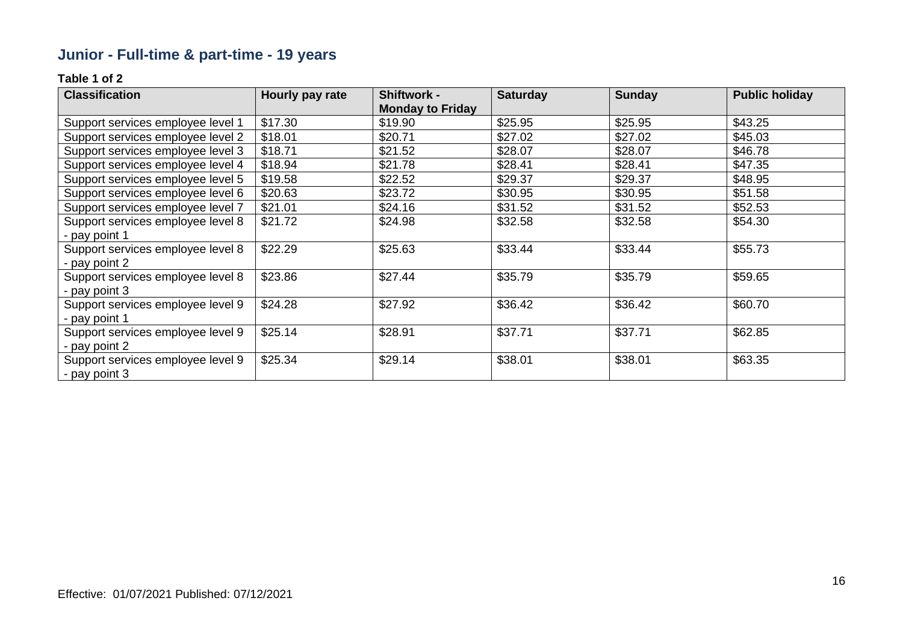## Junior - Full-time & part-time - 19 years

**Table 1 of 2**

| Classification | Hourly pay rate | Shiftwork - Monday to Friday | Saturday | Sunday | Public holiday |
|---|---|---|---|---|---|
| Support services employee level 1 | $17.30 | $19.90 | $25.95 | $25.95 | $43.25 |
| Support services employee level 2 | $18.01 | $20.71 | $27.02 | $27.02 | $45.03 |
| Support services employee level 3 | $18.71 | $21.52 | $28.07 | $28.07 | $46.78 |
| Support services employee level 4 | $18.94 | $21.78 | $28.41 | $28.41 | $47.35 |
| Support services employee level 5 | $19.58 | $22.52 | $29.37 | $29.37 | $48.95 |
| Support services employee level 6 | $20.63 | $23.72 | $30.95 | $30.95 | $51.58 |
| Support services employee level 7 | $21.01 | $24.16 | $31.52 | $31.52 | $52.53 |
| Support services employee level 8 - pay point 1 | $21.72 | $24.98 | $32.58 | $32.58 | $54.30 |
| Support services employee level 8 - pay point 2 | $22.29 | $25.63 | $33.44 | $33.44 | $55.73 |
| Support services employee level 8 - pay point 3 | $23.86 | $27.44 | $35.79 | $35.79 | $59.65 |
| Support services employee level 9 - pay point 1 | $24.28 | $27.92 | $36.42 | $36.42 | $60.70 |
| Support services employee level 9 - pay point 2 | $25.14 | $28.91 | $37.71 | $37.71 | $62.85 |
| Support services employee level 9 - pay point 3 | $25.34 | $29.14 | $38.01 | $38.01 | $63.35 |

Effective: 01/07/2021 Published: 07/12/2021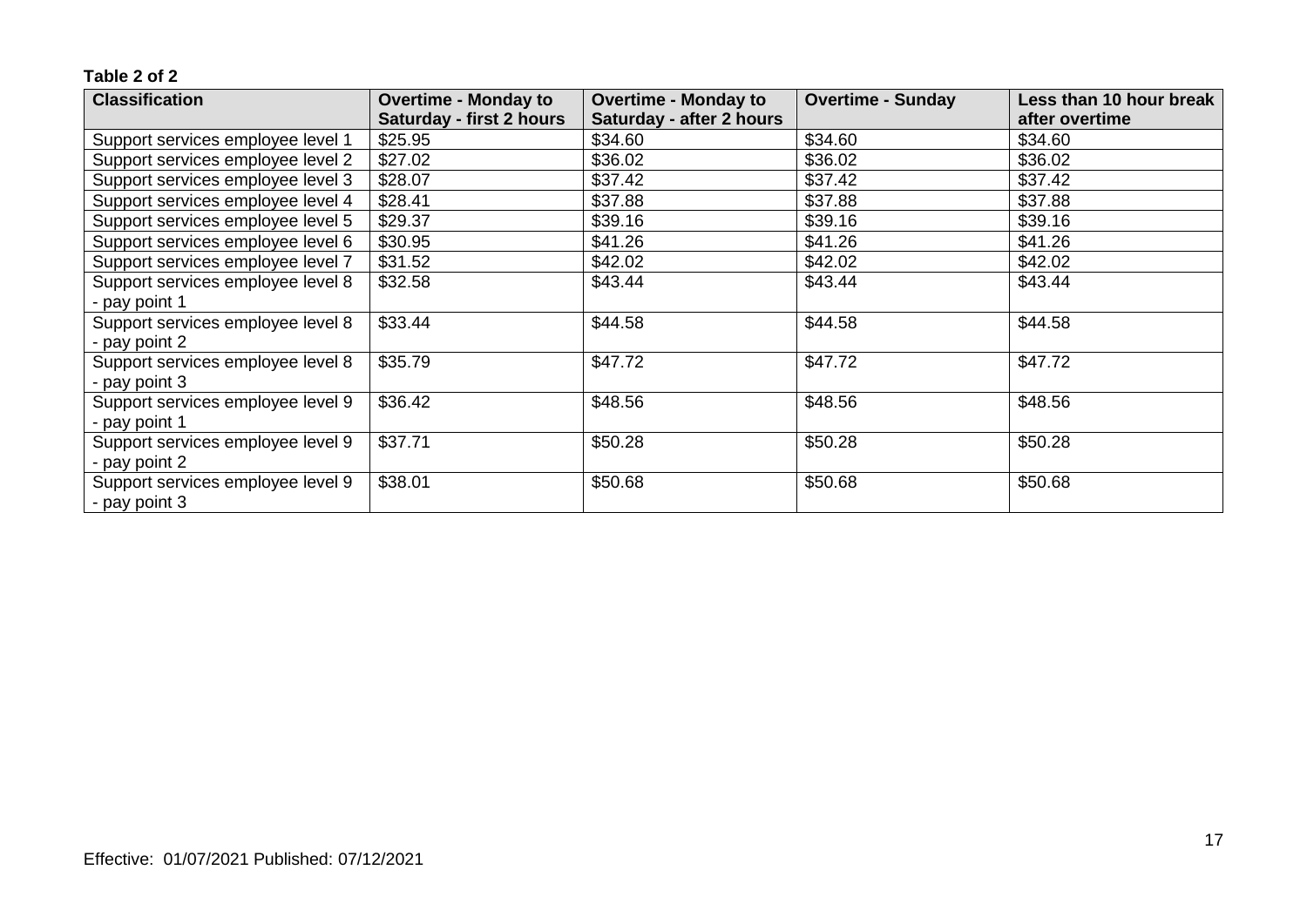**Table 2 of 2**

| Classification | Overtime - Monday to Saturday - first 2 hours | Overtime - Monday to Saturday - after 2 hours | Overtime - Sunday | Less than 10 hour break after overtime |
|---|---|---|---|---|
| Support services employee level 1 | $25.95 | $34.60 | $34.60 | $34.60 |
| Support services employee level 2 | $27.02 | $36.02 | $36.02 | $36.02 |
| Support services employee level 3 | $28.07 | $37.42 | $37.42 | $37.42 |
| Support services employee level 4 | $28.41 | $37.88 | $37.88 | $37.88 |
| Support services employee level 5 | $29.37 | $39.16 | $39.16 | $39.16 |
| Support services employee level 6 | $30.95 | $41.26 | $41.26 | $41.26 |
| Support services employee level 7 | $31.52 | $42.02 | $42.02 | $42.02 |
| Support services employee level 8 - pay point 1 | $32.58 | $43.44 | $43.44 | $43.44 |
| Support services employee level 8 - pay point 2 | $33.44 | $44.58 | $44.58 | $44.58 |
| Support services employee level 8 - pay point 3 | $35.79 | $47.72 | $47.72 | $47.72 |
| Support services employee level 9 - pay point 1 | $36.42 | $48.56 | $48.56 | $48.56 |
| Support services employee level 9 - pay point 2 | $37.71 | $50.28 | $50.28 | $50.28 |
| Support services employee level 9 - pay point 3 | $38.01 | $50.68 | $50.68 | $50.68 |

Effective: 01/07/2021 Published: 07/12/2021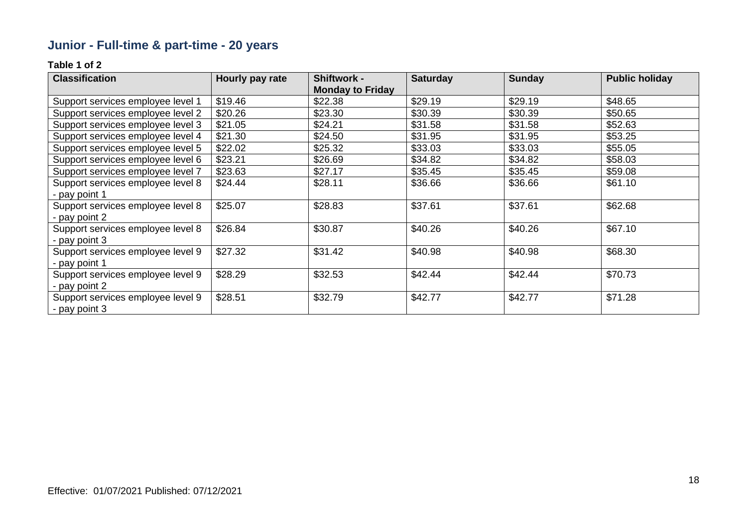## Junior - Full-time & part-time - 20 years

**Table 1 of 2**

| Classification | Hourly pay rate | Shiftwork - Monday to Friday | Saturday | Sunday | Public holiday |
|---|---|---|---|---|---|
| Support services employee level 1 | $19.46 | $22.38 | $29.19 | $29.19 | $48.65 |
| Support services employee level 2 | $20.26 | $23.30 | $30.39 | $30.39 | $50.65 |
| Support services employee level 3 | $21.05 | $24.21 | $31.58 | $31.58 | $52.63 |
| Support services employee level 4 | $21.30 | $24.50 | $31.95 | $31.95 | $53.25 |
| Support services employee level 5 | $22.02 | $25.32 | $33.03 | $33.03 | $55.05 |
| Support services employee level 6 | $23.21 | $26.69 | $34.82 | $34.82 | $58.03 |
| Support services employee level 7 | $23.63 | $27.17 | $35.45 | $35.45 | $59.08 |
| Support services employee level 8 - pay point 1 | $24.44 | $28.11 | $36.66 | $36.66 | $61.10 |
| Support services employee level 8 - pay point 2 | $25.07 | $28.83 | $37.61 | $37.61 | $62.68 |
| Support services employee level 8 - pay point 3 | $26.84 | $30.87 | $40.26 | $40.26 | $67.10 |
| Support services employee level 9 - pay point 1 | $27.32 | $31.42 | $40.98 | $40.98 | $68.30 |
| Support services employee level 9 - pay point 2 | $28.29 | $32.53 | $42.44 | $42.44 | $70.73 |
| Support services employee level 9 - pay point 3 | $28.51 | $32.79 | $42.77 | $42.77 | $71.28 |

Effective: 01/07/2021 Published: 07/12/2021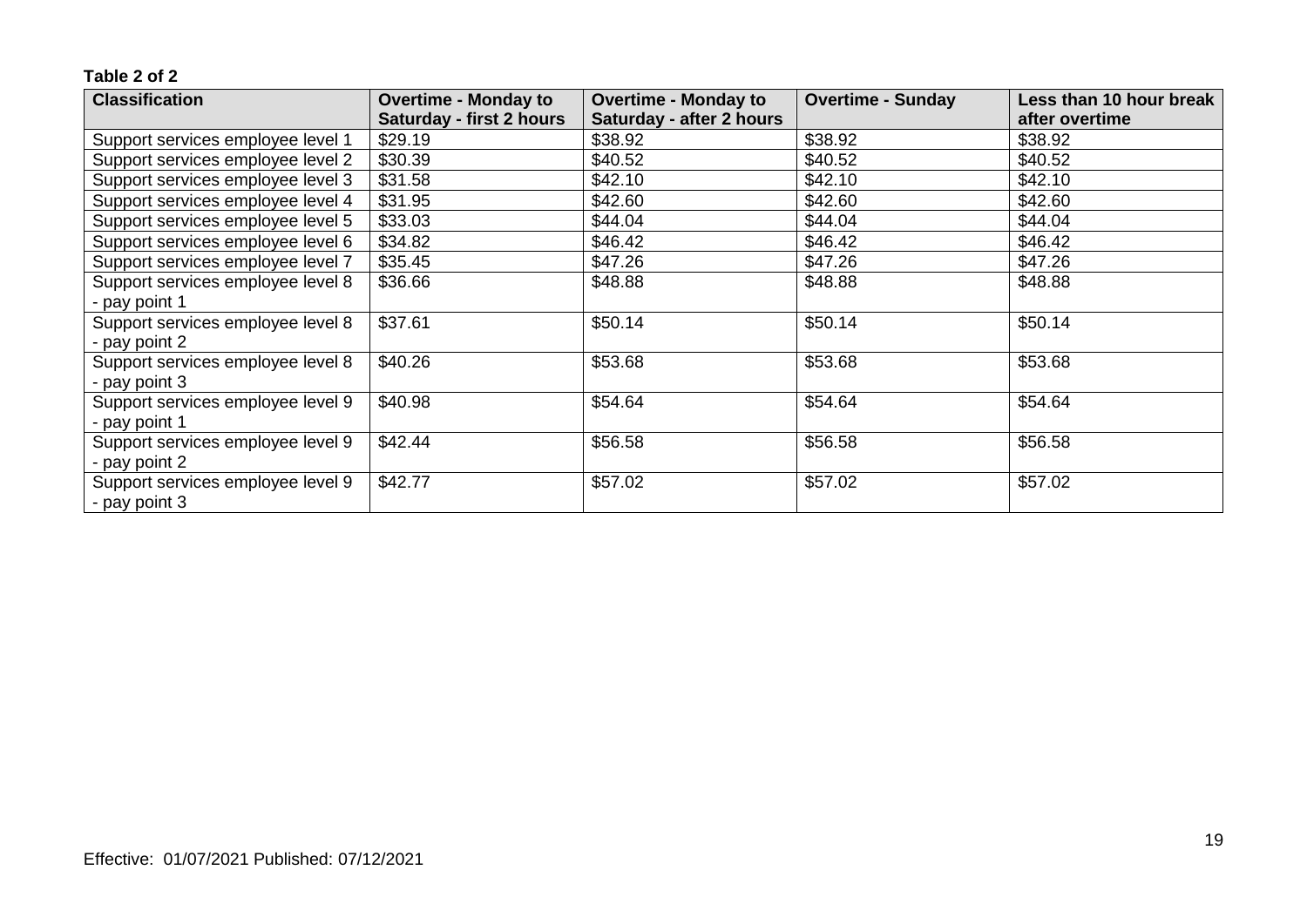**Table 2 of 2**

| Classification | Overtime - Monday to Saturday - first 2 hours | Overtime - Monday to Saturday - after 2 hours | Overtime - Sunday | Less than 10 hour break after overtime |
|---|---|---|---|---|
| Support services employee level 1 | $29.19 | $38.92 | $38.92 | $38.92 |
| Support services employee level 2 | $30.39 | $40.52 | $40.52 | $40.52 |
| Support services employee level 3 | $31.58 | $42.10 | $42.10 | $42.10 |
| Support services employee level 4 | $31.95 | $42.60 | $42.60 | $42.60 |
| Support services employee level 5 | $33.03 | $44.04 | $44.04 | $44.04 |
| Support services employee level 6 | $34.82 | $46.42 | $46.42 | $46.42 |
| Support services employee level 7 | $35.45 | $47.26 | $47.26 | $47.26 |
| Support services employee level 8 - pay point 1 | $36.66 | $48.88 | $48.88 | $48.88 |
| Support services employee level 8 - pay point 2 | $37.61 | $50.14 | $50.14 | $50.14 |
| Support services employee level 8 - pay point 3 | $40.26 | $53.68 | $53.68 | $53.68 |
| Support services employee level 9 - pay point 1 | $40.98 | $54.64 | $54.64 | $54.64 |
| Support services employee level 9 - pay point 2 | $42.44 | $56.58 | $56.58 | $56.58 |
| Support services employee level 9 - pay point 3 | $42.77 | $57.02 | $57.02 | $57.02 |

Effective: 01/07/2021 Published: 07/12/2021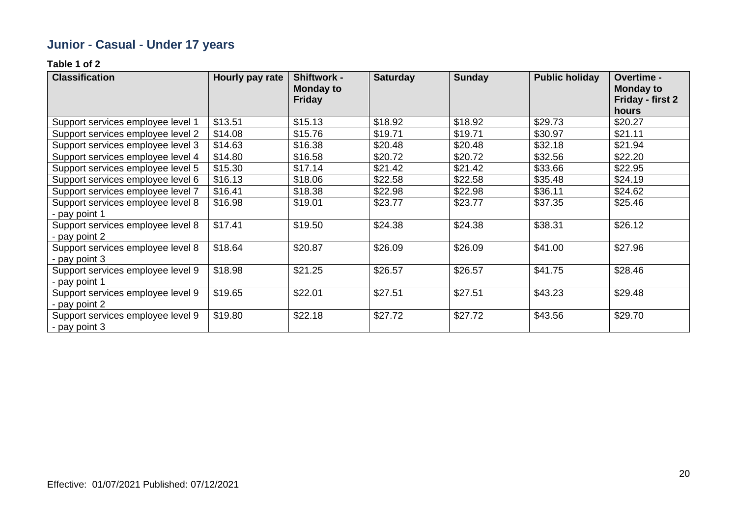## Junior - Casual - Under 17 years

**Table 1 of 2**

| Classification | Hourly pay rate | Shiftwork - Monday to Friday | Saturday | Sunday | Public holiday | Overtime - Monday to Friday - first 2 hours |
|---|---|---|---|---|---|---|
| Support services employee level 1 | $13.51 | $15.13 | $18.92 | $18.92 | $29.73 | $20.27 |
| Support services employee level 2 | $14.08 | $15.76 | $19.71 | $19.71 | $30.97 | $21.11 |
| Support services employee level 3 | $14.63 | $16.38 | $20.48 | $20.48 | $32.18 | $21.94 |
| Support services employee level 4 | $14.80 | $16.58 | $20.72 | $20.72 | $32.56 | $22.20 |
| Support services employee level 5 | $15.30 | $17.14 | $21.42 | $21.42 | $33.66 | $22.95 |
| Support services employee level 6 | $16.13 | $18.06 | $22.58 | $22.58 | $35.48 | $24.19 |
| Support services employee level 7 | $16.41 | $18.38 | $22.98 | $22.98 | $36.11 | $24.62 |
| Support services employee level 8 - pay point 1 | $16.98 | $19.01 | $23.77 | $23.77 | $37.35 | $25.46 |
| Support services employee level 8 - pay point 2 | $17.41 | $19.50 | $24.38 | $24.38 | $38.31 | $26.12 |
| Support services employee level 8 - pay point 3 | $18.64 | $20.87 | $26.09 | $26.09 | $41.00 | $27.96 |
| Support services employee level 9 - pay point 1 | $18.98 | $21.25 | $26.57 | $26.57 | $41.75 | $28.46 |
| Support services employee level 9 - pay point 2 | $19.65 | $22.01 | $27.51 | $27.51 | $43.23 | $29.48 |
| Support services employee level 9 - pay point 3 | $19.80 | $22.18 | $27.72 | $27.72 | $43.56 | $29.70 |

Effective: 01/07/2021 Published: 07/12/2021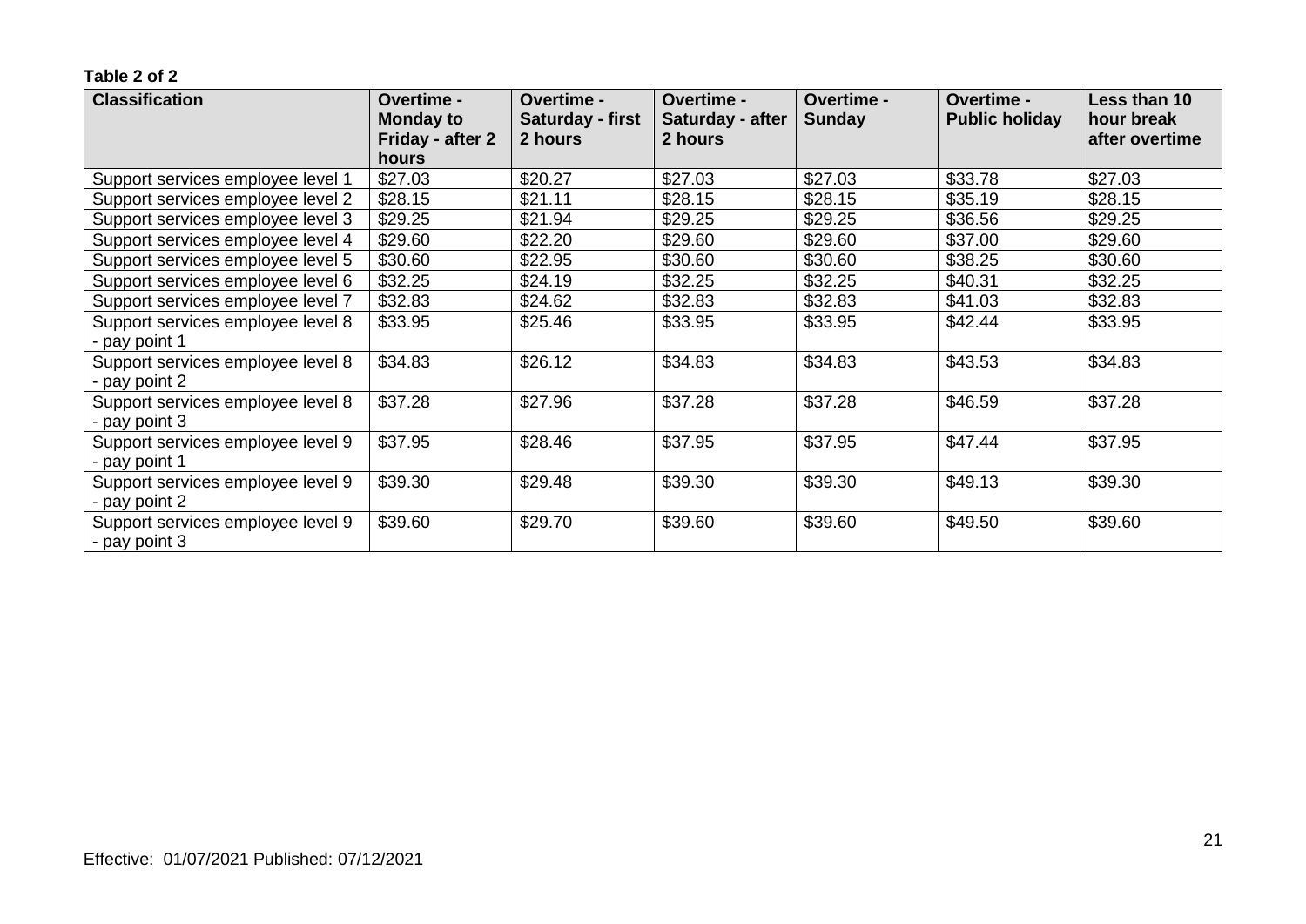**Table 2 of 2**

| Classification | Overtime - Monday to Friday - after 2 hours | Overtime - Saturday - first 2 hours | Overtime - Saturday - after 2 hours | Overtime - Sunday | Overtime - Public holiday | Less than 10 hour break after overtime |
|---|---|---|---|---|---|---|
| Support services employee level 1 | $27.03 | $20.27 | $27.03 | $27.03 | $33.78 | $27.03 |
| Support services employee level 2 | $28.15 | $21.11 | $28.15 | $28.15 | $35.19 | $28.15 |
| Support services employee level 3 | $29.25 | $21.94 | $29.25 | $29.25 | $36.56 | $29.25 |
| Support services employee level 4 | $29.60 | $22.20 | $29.60 | $29.60 | $37.00 | $29.60 |
| Support services employee level 5 | $30.60 | $22.95 | $30.60 | $30.60 | $38.25 | $30.60 |
| Support services employee level 6 | $32.25 | $24.19 | $32.25 | $32.25 | $40.31 | $32.25 |
| Support services employee level 7 | $32.83 | $24.62 | $32.83 | $32.83 | $41.03 | $32.83 |
| Support services employee level 8 - pay point 1 | $33.95 | $25.46 | $33.95 | $33.95 | $42.44 | $33.95 |
| Support services employee level 8 - pay point 2 | $34.83 | $26.12 | $34.83 | $34.83 | $43.53 | $34.83 |
| Support services employee level 8 - pay point 3 | $37.28 | $27.96 | $37.28 | $37.28 | $46.59 | $37.28 |
| Support services employee level 9 - pay point 1 | $37.95 | $28.46 | $37.95 | $37.95 | $47.44 | $37.95 |
| Support services employee level 9 - pay point 2 | $39.30 | $29.48 | $39.30 | $39.30 | $49.13 | $39.30 |
| Support services employee level 9 - pay point 3 | $39.60 | $29.70 | $39.60 | $39.60 | $49.50 | $39.60 |

Effective: 01/07/2021 Published: 07/12/2021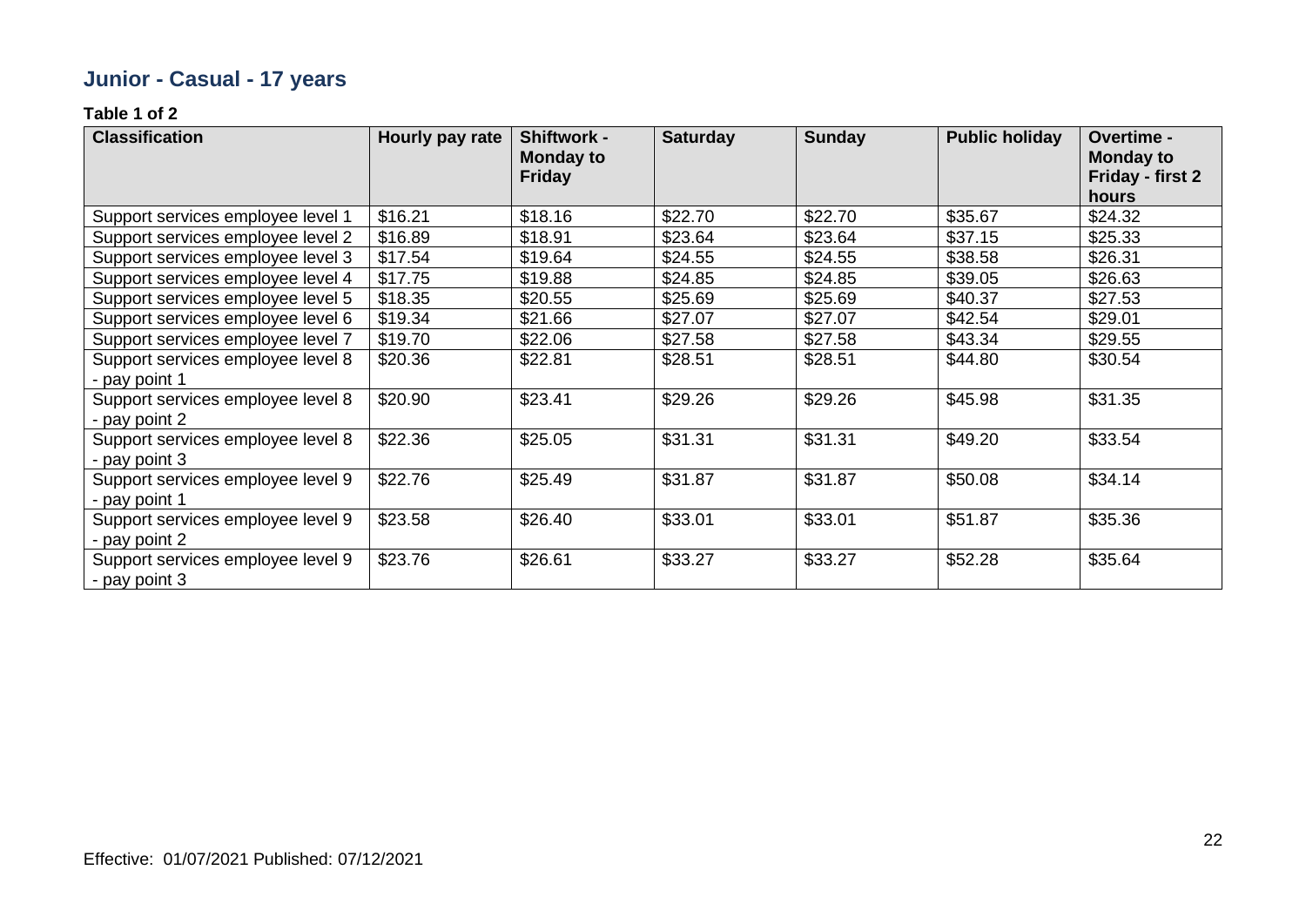## Junior - Casual - 17 years

**Table 1 of 2**

| Classification | Hourly pay rate | Shiftwork - Monday to Friday | Saturday | Sunday | Public holiday | Overtime - Monday to Friday - first 2 hours |
|---|---|---|---|---|---|---|
| Support services employee level 1 | $16.21 | $18.16 | $22.70 | $22.70 | $35.67 | $24.32 |
| Support services employee level 2 | $16.89 | $18.91 | $23.64 | $23.64 | $37.15 | $25.33 |
| Support services employee level 3 | $17.54 | $19.64 | $24.55 | $24.55 | $38.58 | $26.31 |
| Support services employee level 4 | $17.75 | $19.88 | $24.85 | $24.85 | $39.05 | $26.63 |
| Support services employee level 5 | $18.35 | $20.55 | $25.69 | $25.69 | $40.37 | $27.53 |
| Support services employee level 6 | $19.34 | $21.66 | $27.07 | $27.07 | $42.54 | $29.01 |
| Support services employee level 7 | $19.70 | $22.06 | $27.58 | $27.58 | $43.34 | $29.55 |
| Support services employee level 8 - pay point 1 | $20.36 | $22.81 | $28.51 | $28.51 | $44.80 | $30.54 |
| Support services employee level 8 - pay point 2 | $20.90 | $23.41 | $29.26 | $29.26 | $45.98 | $31.35 |
| Support services employee level 8 - pay point 3 | $22.36 | $25.05 | $31.31 | $31.31 | $49.20 | $33.54 |
| Support services employee level 9 - pay point 1 | $22.76 | $25.49 | $31.87 | $31.87 | $50.08 | $34.14 |
| Support services employee level 9 - pay point 2 | $23.58 | $26.40 | $33.01 | $33.01 | $51.87 | $35.36 |
| Support services employee level 9 - pay point 3 | $23.76 | $26.61 | $33.27 | $33.27 | $52.28 | $35.64 |

Effective: 01/07/2021 Published: 07/12/2021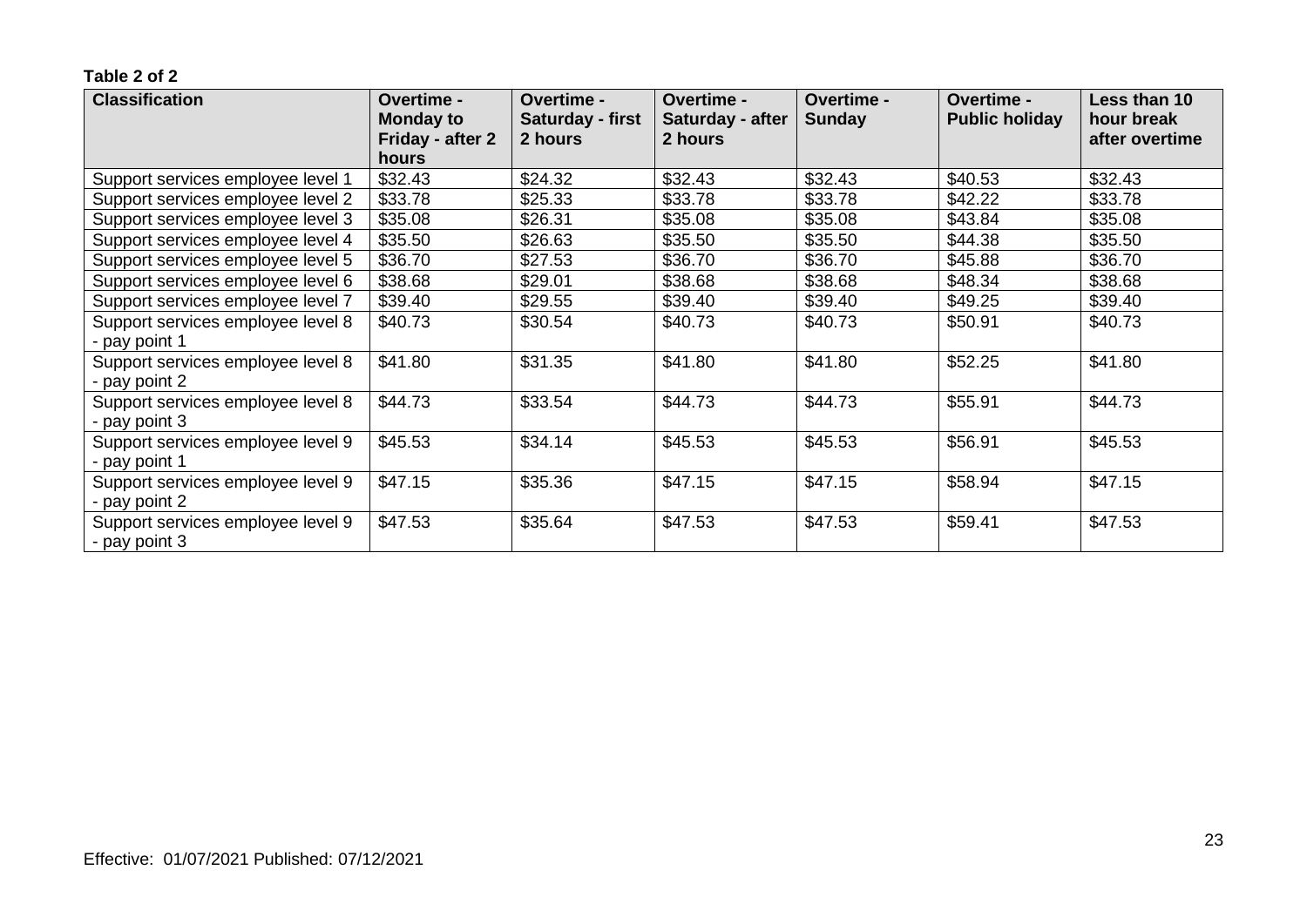**Table 2 of 2**

| Classification | Overtime - Monday to Friday - after 2 hours | Overtime - Saturday - first 2 hours | Overtime - Saturday - after 2 hours | Overtime - Sunday | Overtime - Public holiday | Less than 10 hour break after overtime |
|---|---|---|---|---|---|---|
| Support services employee level 1 | $32.43 | $24.32 | $32.43 | $32.43 | $40.53 | $32.43 |
| Support services employee level 2 | $33.78 | $25.33 | $33.78 | $33.78 | $42.22 | $33.78 |
| Support services employee level 3 | $35.08 | $26.31 | $35.08 | $35.08 | $43.84 | $35.08 |
| Support services employee level 4 | $35.50 | $26.63 | $35.50 | $35.50 | $44.38 | $35.50 |
| Support services employee level 5 | $36.70 | $27.53 | $36.70 | $36.70 | $45.88 | $36.70 |
| Support services employee level 6 | $38.68 | $29.01 | $38.68 | $38.68 | $48.34 | $38.68 |
| Support services employee level 7 | $39.40 | $29.55 | $39.40 | $39.40 | $49.25 | $39.40 |
| Support services employee level 8 - pay point 1 | $40.73 | $30.54 | $40.73 | $40.73 | $50.91 | $40.73 |
| Support services employee level 8 - pay point 2 | $41.80 | $31.35 | $41.80 | $41.80 | $52.25 | $41.80 |
| Support services employee level 8 - pay point 3 | $44.73 | $33.54 | $44.73 | $44.73 | $55.91 | $44.73 |
| Support services employee level 9 - pay point 1 | $45.53 | $34.14 | $45.53 | $45.53 | $56.91 | $45.53 |
| Support services employee level 9 - pay point 2 | $47.15 | $35.36 | $47.15 | $47.15 | $58.94 | $47.15 |
| Support services employee level 9 - pay point 3 | $47.53 | $35.64 | $47.53 | $47.53 | $59.41 | $47.53 |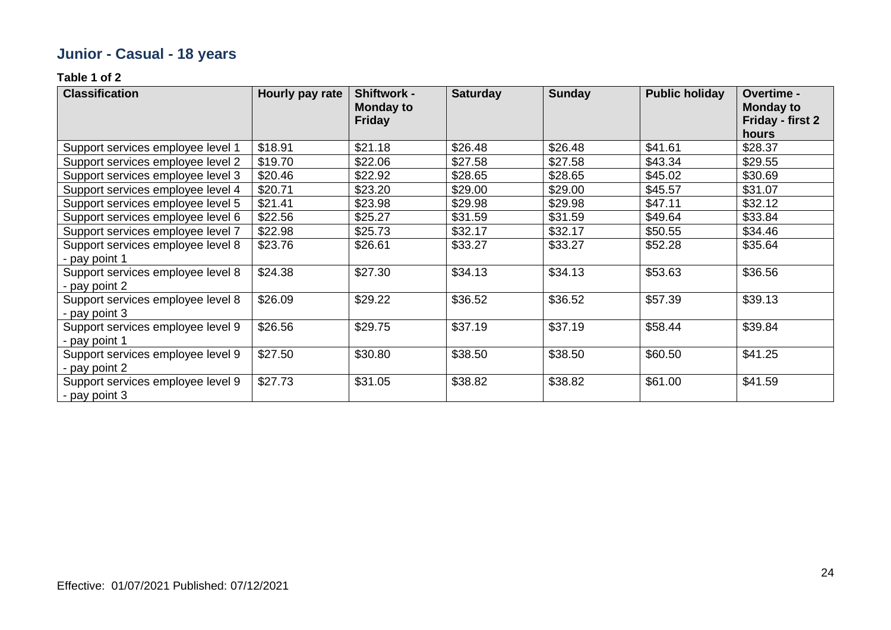## Junior - Casual - 18 years

**Table 1 of 2**

| Classification | Hourly pay rate | Shiftwork - Monday to Friday | Saturday | Sunday | Public holiday | Overtime - Monday to Friday - first 2 hours |
|---|---|---|---|---|---|---|
| Support services employee level 1 | $18.91 | $21.18 | $26.48 | $26.48 | $41.61 | $28.37 |
| Support services employee level 2 | $19.70 | $22.06 | $27.58 | $27.58 | $43.34 | $29.55 |
| Support services employee level 3 | $20.46 | $22.92 | $28.65 | $28.65 | $45.02 | $30.69 |
| Support services employee level 4 | $20.71 | $23.20 | $29.00 | $29.00 | $45.57 | $31.07 |
| Support services employee level 5 | $21.41 | $23.98 | $29.98 | $29.98 | $47.11 | $32.12 |
| Support services employee level 6 | $22.56 | $25.27 | $31.59 | $31.59 | $49.64 | $33.84 |
| Support services employee level 7 | $22.98 | $25.73 | $32.17 | $32.17 | $50.55 | $34.46 |
| Support services employee level 8 - pay point 1 | $23.76 | $26.61 | $33.27 | $33.27 | $52.28 | $35.64 |
| Support services employee level 8 - pay point 2 | $24.38 | $27.30 | $34.13 | $34.13 | $53.63 | $36.56 |
| Support services employee level 8 - pay point 3 | $26.09 | $29.22 | $36.52 | $36.52 | $57.39 | $39.13 |
| Support services employee level 9 - pay point 1 | $26.56 | $29.75 | $37.19 | $37.19 | $58.44 | $39.84 |
| Support services employee level 9 - pay point 2 | $27.50 | $30.80 | $38.50 | $38.50 | $60.50 | $41.25 |
| Support services employee level 9 - pay point 3 | $27.73 | $31.05 | $38.82 | $38.82 | $61.00 | $41.59 |

Effective: 01/07/2021 Published: 07/12/2021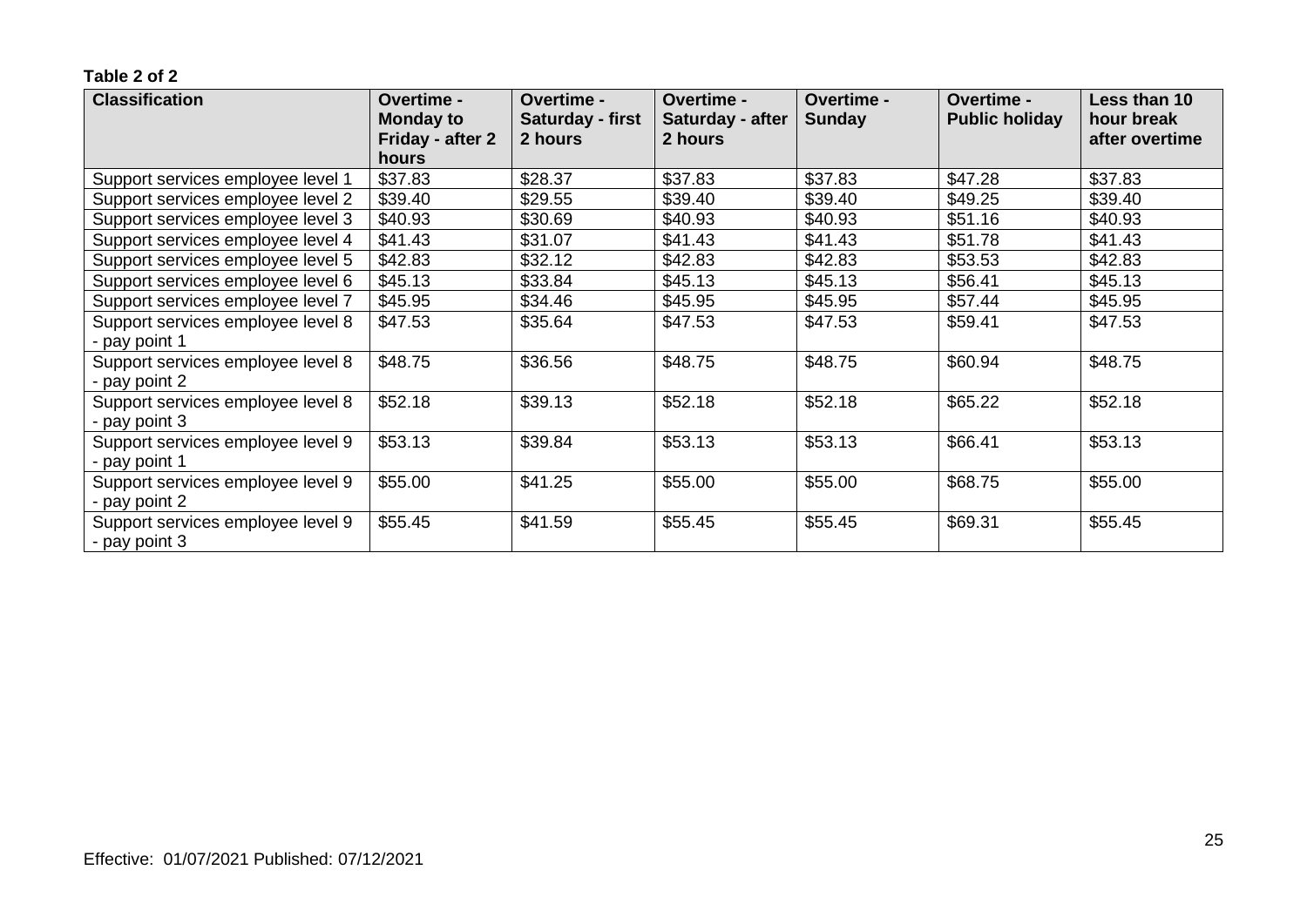**Table 2 of 2**

| Classification | Overtime - Monday to Friday - after 2 hours | Overtime - Saturday - first 2 hours | Overtime - Saturday - after 2 hours | Overtime - Sunday | Overtime - Public holiday | Less than 10 hour break after overtime |
|---|---|---|---|---|---|---|
| Support services employee level 1 | $37.83 | $28.37 | $37.83 | $37.83 | $47.28 | $37.83 |
| Support services employee level 2 | $39.40 | $29.55 | $39.40 | $39.40 | $49.25 | $39.40 |
| Support services employee level 3 | $40.93 | $30.69 | $40.93 | $40.93 | $51.16 | $40.93 |
| Support services employee level 4 | $41.43 | $31.07 | $41.43 | $41.43 | $51.78 | $41.43 |
| Support services employee level 5 | $42.83 | $32.12 | $42.83 | $42.83 | $53.53 | $42.83 |
| Support services employee level 6 | $45.13 | $33.84 | $45.13 | $45.13 | $56.41 | $45.13 |
| Support services employee level 7 | $45.95 | $34.46 | $45.95 | $45.95 | $57.44 | $45.95 |
| Support services employee level 8 - pay point 1 | $47.53 | $35.64 | $47.53 | $47.53 | $59.41 | $47.53 |
| Support services employee level 8 - pay point 2 | $48.75 | $36.56 | $48.75 | $48.75 | $60.94 | $48.75 |
| Support services employee level 8 - pay point 3 | $52.18 | $39.13 | $52.18 | $52.18 | $65.22 | $52.18 |
| Support services employee level 9 - pay point 1 | $53.13 | $39.84 | $53.13 | $53.13 | $66.41 | $53.13 |
| Support services employee level 9 - pay point 2 | $55.00 | $41.25 | $55.00 | $55.00 | $68.75 | $55.00 |
| Support services employee level 9 - pay point 3 | $55.45 | $41.59 | $55.45 | $55.45 | $69.31 | $55.45 |

Effective: 01/07/2021 Published: 07/12/2021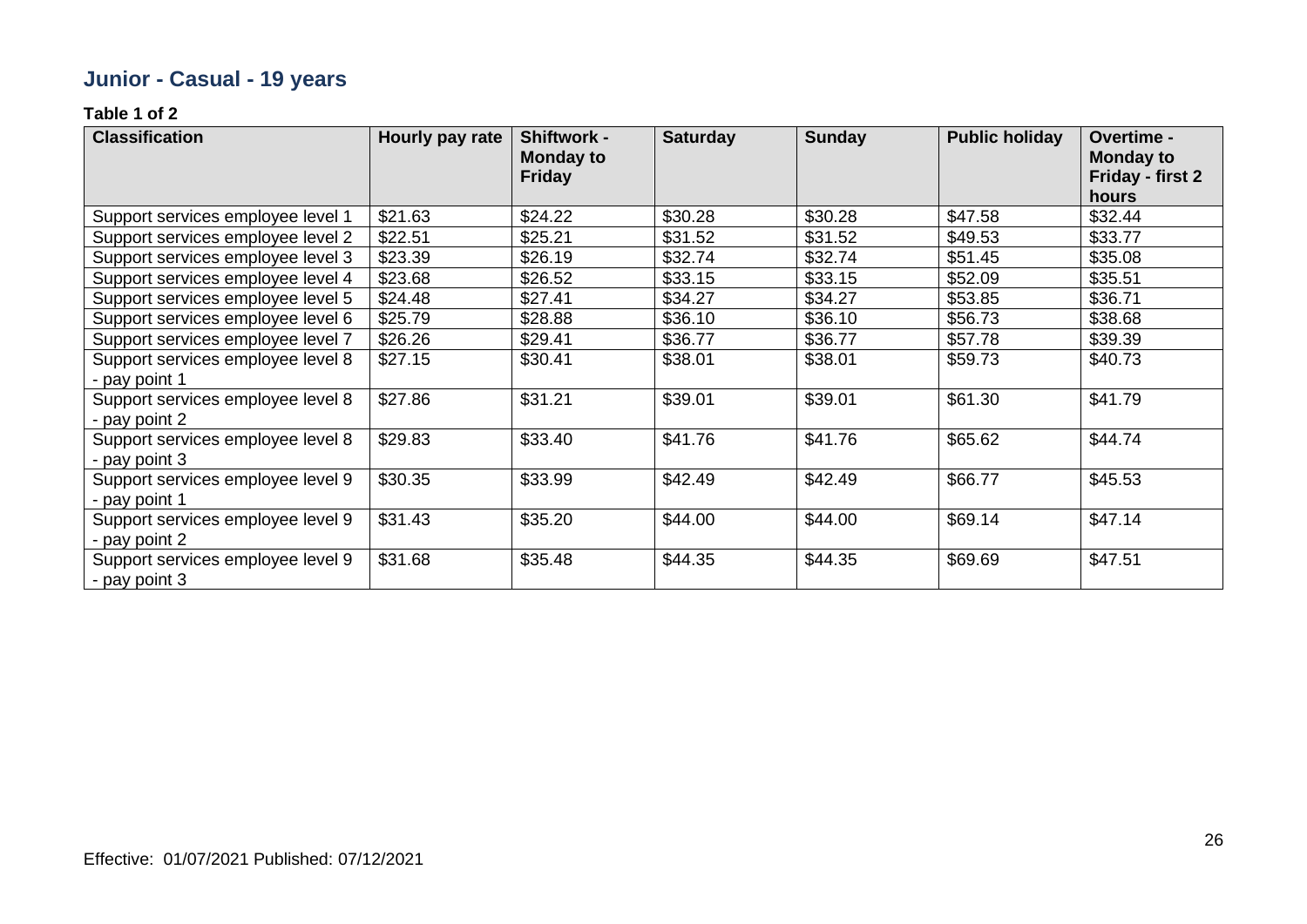## Junior - Casual - 19 years

**Table 1 of 2**

| Classification | Hourly pay rate | Shiftwork - Monday to Friday | Saturday | Sunday | Public holiday | Overtime - Monday to Friday - first 2 hours |
|---|---|---|---|---|---|---|
| Support services employee level 1 | $21.63 | $24.22 | $30.28 | $30.28 | $47.58 | $32.44 |
| Support services employee level 2 | $22.51 | $25.21 | $31.52 | $31.52 | $49.53 | $33.77 |
| Support services employee level 3 | $23.39 | $26.19 | $32.74 | $32.74 | $51.45 | $35.08 |
| Support services employee level 4 | $23.68 | $26.52 | $33.15 | $33.15 | $52.09 | $35.51 |
| Support services employee level 5 | $24.48 | $27.41 | $34.27 | $34.27 | $53.85 | $36.71 |
| Support services employee level 6 | $25.79 | $28.88 | $36.10 | $36.10 | $56.73 | $38.68 |
| Support services employee level 7 | $26.26 | $29.41 | $36.77 | $36.77 | $57.78 | $39.39 |
| Support services employee level 8 - pay point 1 | $27.15 | $30.41 | $38.01 | $38.01 | $59.73 | $40.73 |
| Support services employee level 8 - pay point 2 | $27.86 | $31.21 | $39.01 | $39.01 | $61.30 | $41.79 |
| Support services employee level 8 - pay point 3 | $29.83 | $33.40 | $41.76 | $41.76 | $65.62 | $44.74 |
| Support services employee level 9 - pay point 1 | $30.35 | $33.99 | $42.49 | $42.49 | $66.77 | $45.53 |
| Support services employee level 9 - pay point 2 | $31.43 | $35.20 | $44.00 | $44.00 | $69.14 | $47.14 |
| Support services employee level 9 - pay point 3 | $31.68 | $35.48 | $44.35 | $44.35 | $69.69 | $47.51 |

Effective: 01/07/2021 Published: 07/12/2021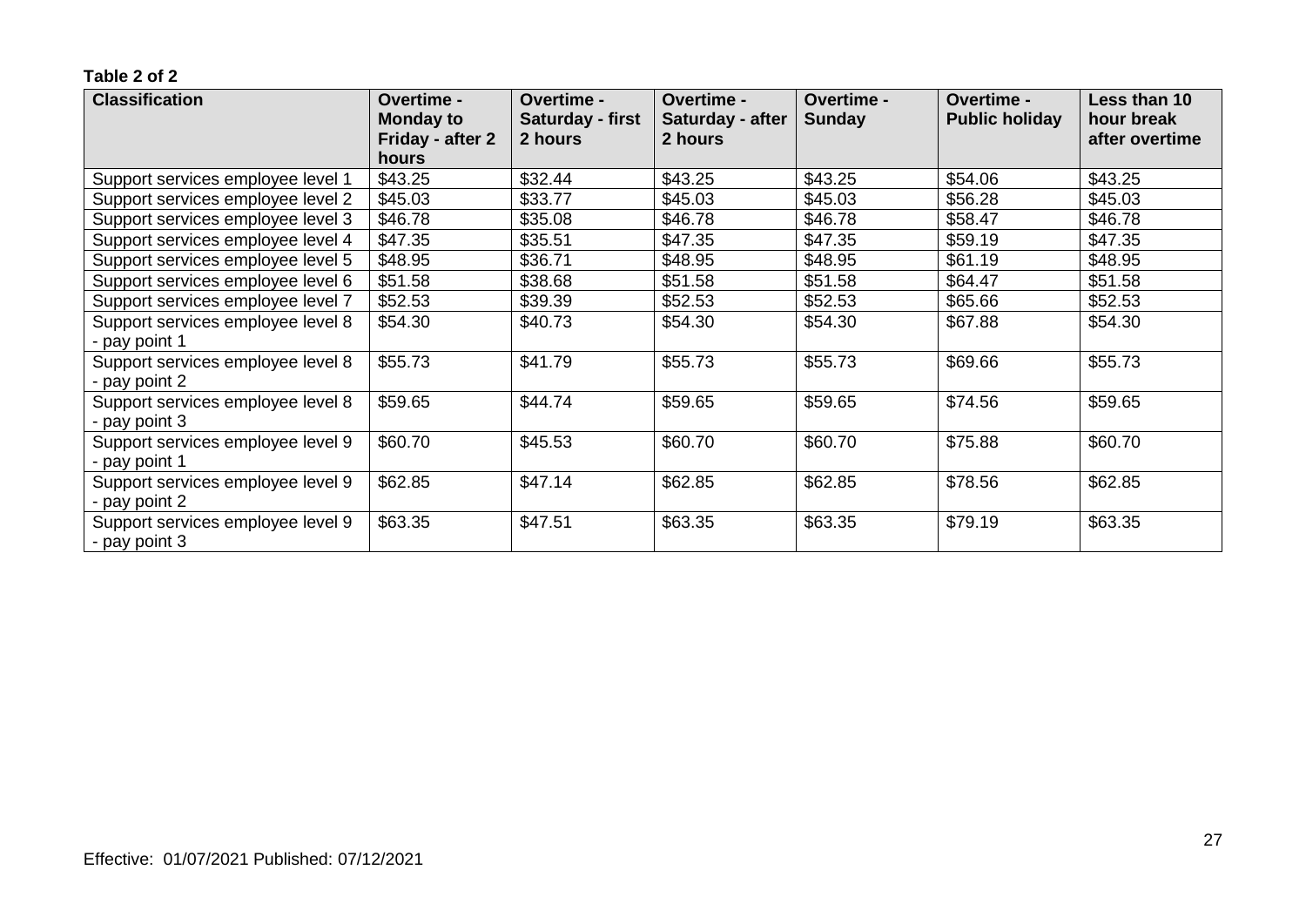**Table 2 of 2**

| Classification | Overtime - Monday to Friday - after 2 hours | Overtime - Saturday - first 2 hours | Overtime - Saturday - after 2 hours | Overtime - Sunday | Overtime - Public holiday | Less than 10 hour break after overtime |
|---|---|---|---|---|---|---|
| Support services employee level 1 | $43.25 | $32.44 | $43.25 | $43.25 | $54.06 | $43.25 |
| Support services employee level 2 | $45.03 | $33.77 | $45.03 | $45.03 | $56.28 | $45.03 |
| Support services employee level 3 | $46.78 | $35.08 | $46.78 | $46.78 | $58.47 | $46.78 |
| Support services employee level 4 | $47.35 | $35.51 | $47.35 | $47.35 | $59.19 | $47.35 |
| Support services employee level 5 | $48.95 | $36.71 | $48.95 | $48.95 | $61.19 | $48.95 |
| Support services employee level 6 | $51.58 | $38.68 | $51.58 | $51.58 | $64.47 | $51.58 |
| Support services employee level 7 | $52.53 | $39.39 | $52.53 | $52.53 | $65.66 | $52.53 |
| Support services employee level 8 - pay point 1 | $54.30 | $40.73 | $54.30 | $54.30 | $67.88 | $54.30 |
| Support services employee level 8 - pay point 2 | $55.73 | $41.79 | $55.73 | $55.73 | $69.66 | $55.73 |
| Support services employee level 8 - pay point 3 | $59.65 | $44.74 | $59.65 | $59.65 | $74.56 | $59.65 |
| Support services employee level 9 - pay point 1 | $60.70 | $45.53 | $60.70 | $60.70 | $75.88 | $60.70 |
| Support services employee level 9 - pay point 2 | $62.85 | $47.14 | $62.85 | $62.85 | $78.56 | $62.85 |
| Support services employee level 9 - pay point 3 | $63.35 | $47.51 | $63.35 | $63.35 | $79.19 | $63.35 |

Effective: 01/07/2021 Published: 07/12/2021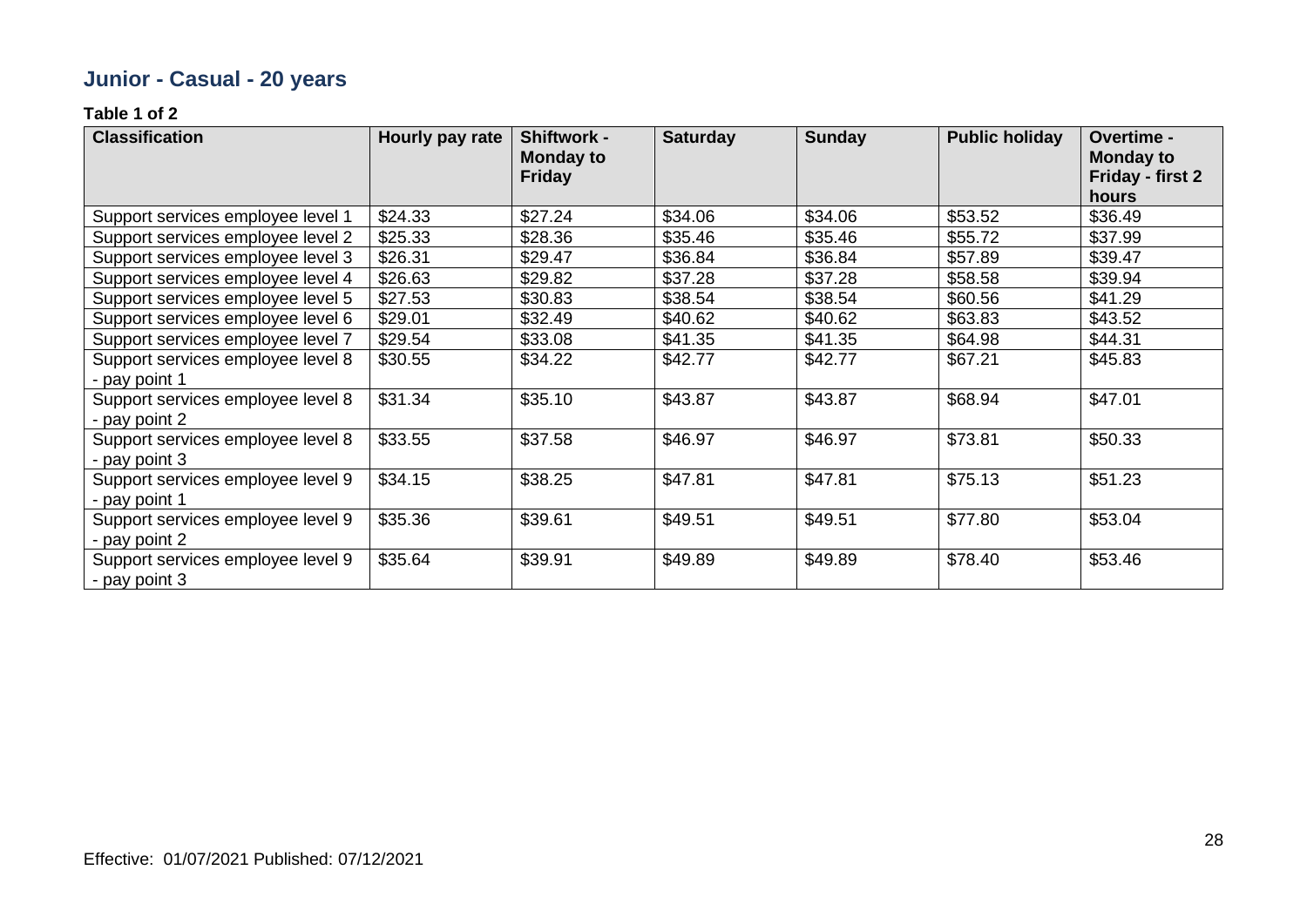## Junior - Casual - 20 years

**Table 1 of 2**

| Classification | Hourly pay rate | Shiftwork - Monday to Friday | Saturday | Sunday | Public holiday | Overtime - Monday to Friday - first 2 hours |
|---|---|---|---|---|---|---|
| Support services employee level 1 | $24.33 | $27.24 | $34.06 | $34.06 | $53.52 | $36.49 |
| Support services employee level 2 | $25.33 | $28.36 | $35.46 | $35.46 | $55.72 | $37.99 |
| Support services employee level 3 | $26.31 | $29.47 | $36.84 | $36.84 | $57.89 | $39.47 |
| Support services employee level 4 | $26.63 | $29.82 | $37.28 | $37.28 | $58.58 | $39.94 |
| Support services employee level 5 | $27.53 | $30.83 | $38.54 | $38.54 | $60.56 | $41.29 |
| Support services employee level 6 | $29.01 | $32.49 | $40.62 | $40.62 | $63.83 | $43.52 |
| Support services employee level 7 | $29.54 | $33.08 | $41.35 | $41.35 | $64.98 | $44.31 |
| Support services employee level 8 - pay point 1 | $30.55 | $34.22 | $42.77 | $42.77 | $67.21 | $45.83 |
| Support services employee level 8 - pay point 2 | $31.34 | $35.10 | $43.87 | $43.87 | $68.94 | $47.01 |
| Support services employee level 8 - pay point 3 | $33.55 | $37.58 | $46.97 | $46.97 | $73.81 | $50.33 |
| Support services employee level 9 - pay point 1 | $34.15 | $38.25 | $47.81 | $47.81 | $75.13 | $51.23 |
| Support services employee level 9 - pay point 2 | $35.36 | $39.61 | $49.51 | $49.51 | $77.80 | $53.04 |
| Support services employee level 9 - pay point 3 | $35.64 | $39.91 | $49.89 | $49.89 | $78.40 | $53.46 |

Effective: 01/07/2021 Published: 07/12/2021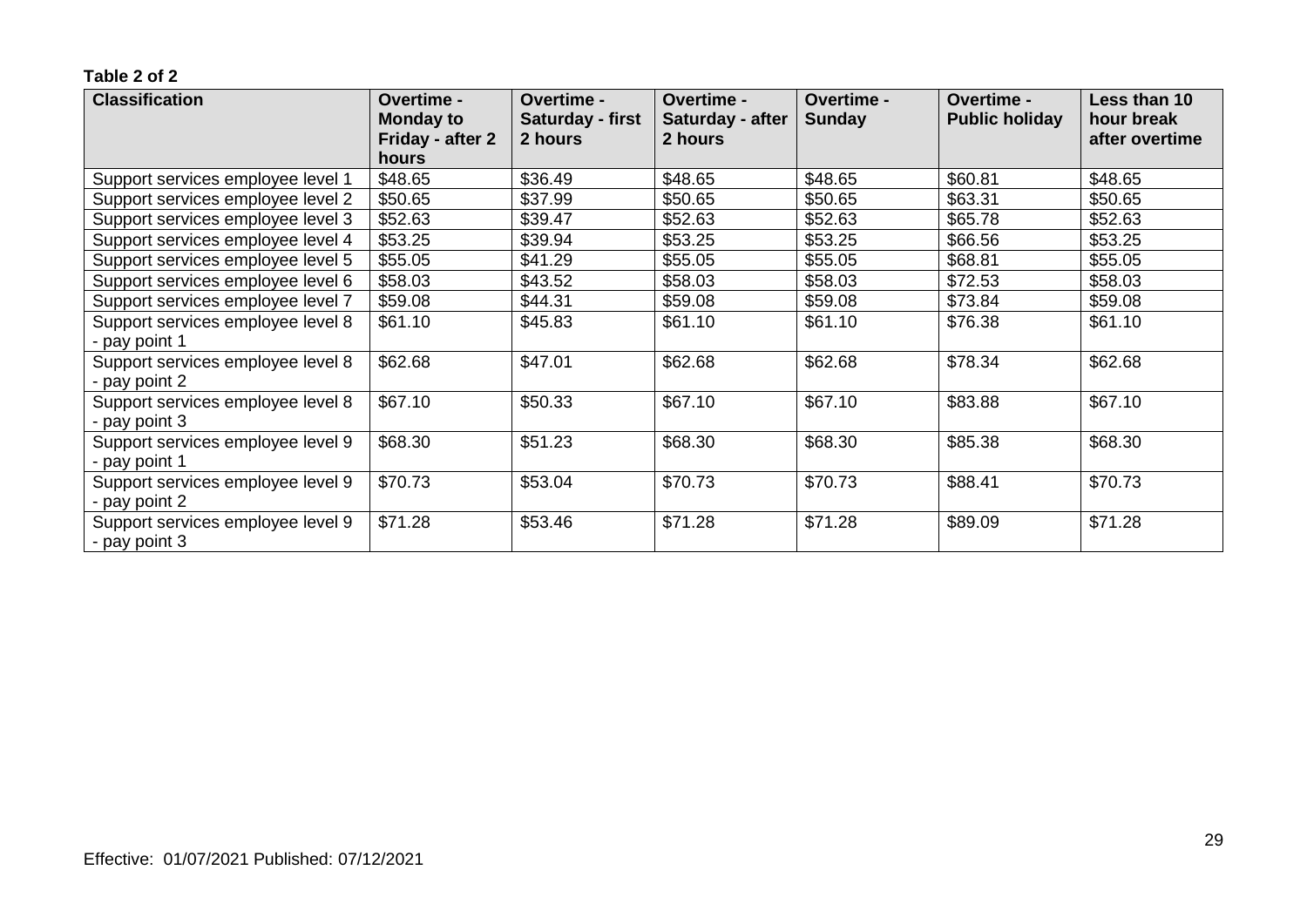**Table 2 of 2**

| Classification | Overtime - Monday to Friday - after 2 hours | Overtime - Saturday - first 2 hours | Overtime - Saturday - after 2 hours | Overtime - Sunday | Overtime - Public holiday | Less than 10 hour break after overtime |
|---|---|---|---|---|---|---|
| Support services employee level 1 | $48.65 | $36.49 | $48.65 | $48.65 | $60.81 | $48.65 |
| Support services employee level 2 | $50.65 | $37.99 | $50.65 | $50.65 | $63.31 | $50.65 |
| Support services employee level 3 | $52.63 | $39.47 | $52.63 | $52.63 | $65.78 | $52.63 |
| Support services employee level 4 | $53.25 | $39.94 | $53.25 | $53.25 | $66.56 | $53.25 |
| Support services employee level 5 | $55.05 | $41.29 | $55.05 | $55.05 | $68.81 | $55.05 |
| Support services employee level 6 | $58.03 | $43.52 | $58.03 | $58.03 | $72.53 | $58.03 |
| Support services employee level 7 | $59.08 | $44.31 | $59.08 | $59.08 | $73.84 | $59.08 |
| Support services employee level 8 - pay point 1 | $61.10 | $45.83 | $61.10 | $61.10 | $76.38 | $61.10 |
| Support services employee level 8 - pay point 2 | $62.68 | $47.01 | $62.68 | $62.68 | $78.34 | $62.68 |
| Support services employee level 8 - pay point 3 | $67.10 | $50.33 | $67.10 | $67.10 | $83.88 | $67.10 |
| Support services employee level 9 - pay point 1 | $68.30 | $51.23 | $68.30 | $68.30 | $85.38 | $68.30 |
| Support services employee level 9 - pay point 2 | $70.73 | $53.04 | $70.73 | $70.73 | $88.41 | $70.73 |
| Support services employee level 9 - pay point 3 | $71.28 | $53.46 | $71.28 | $71.28 | $89.09 | $71.28 |

Effective: 01/07/2021 Published: 07/12/2021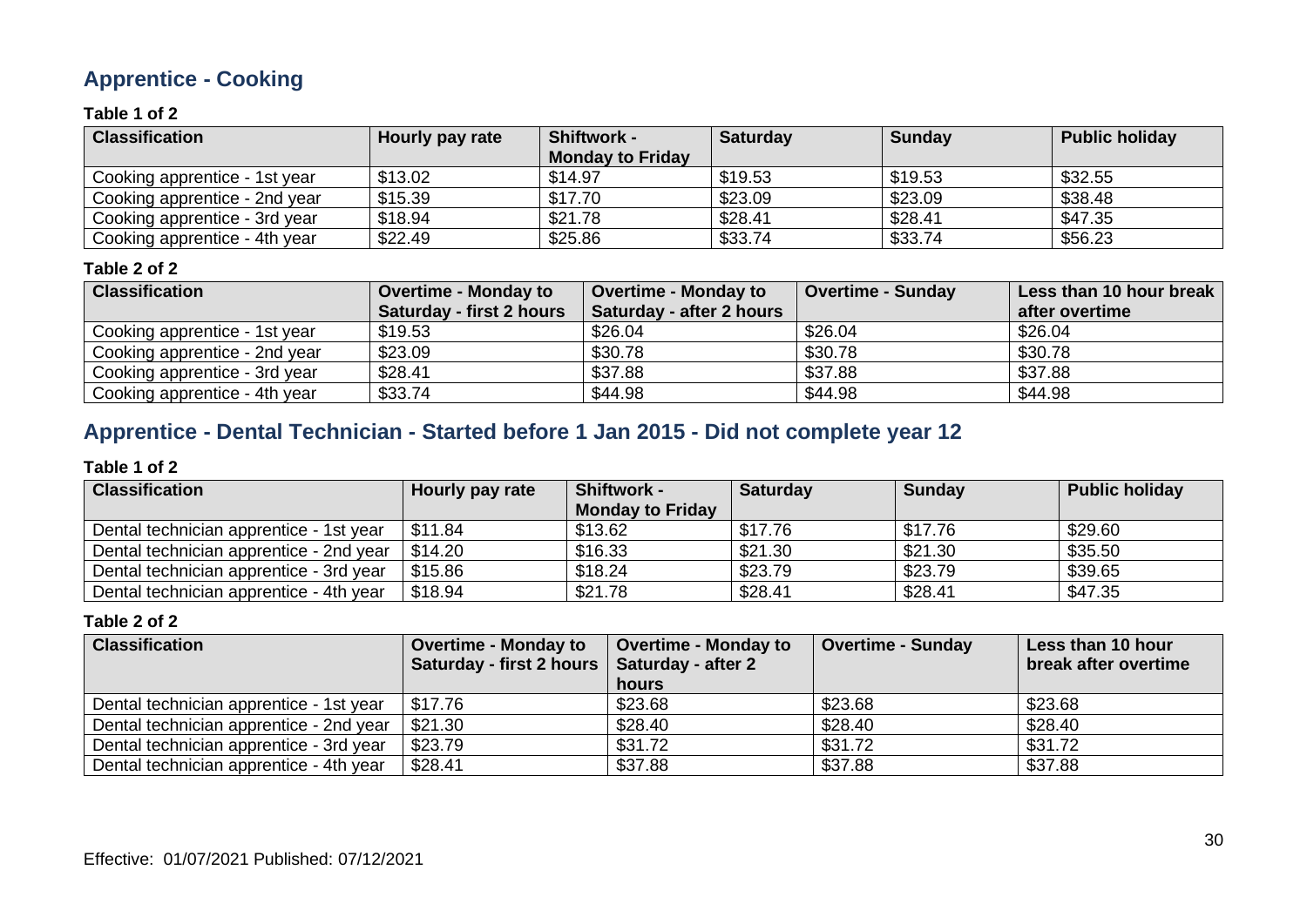## Apprentice - Cooking

**Table 1 of 2**

| Classification | Hourly pay rate | Shiftwork - Monday to Friday | Saturday | Sunday | Public holiday |
|---|---|---|---|---|---|
| Cooking apprentice - 1st year | $13.02 | $14.97 | $19.53 | $19.53 | $32.55 |
| Cooking apprentice - 2nd year | $15.39 | $17.70 | $23.09 | $23.09 | $38.48 |
| Cooking apprentice - 3rd year | $18.94 | $21.78 | $28.41 | $28.41 | $47.35 |
| Cooking apprentice - 4th year | $22.49 | $25.86 | $33.74 | $33.74 | $56.23 |

**Table 2 of 2**

| Classification | Overtime - Monday to Saturday - first 2 hours | Overtime - Monday to Saturday - after 2 hours | Overtime - Sunday | Less than 10 hour break after overtime |
|---|---|---|---|---|
| Cooking apprentice - 1st year | $19.53 | $26.04 | $26.04 | $26.04 |
| Cooking apprentice - 2nd year | $23.09 | $30.78 | $30.78 | $30.78 |
| Cooking apprentice - 3rd year | $28.41 | $37.88 | $37.88 | $37.88 |
| Cooking apprentice - 4th year | $33.74 | $44.98 | $44.98 | $44.98 |

## Apprentice - Dental Technician - Started before 1 Jan 2015 - Did not complete year 12

**Table 1 of 2**

| Classification | Hourly pay rate | Shiftwork - Monday to Friday | Saturday | Sunday | Public holiday |
|---|---|---|---|---|---|
| Dental technician apprentice - 1st year | $11.84 | $13.62 | $17.76 | $17.76 | $29.60 |
| Dental technician apprentice - 2nd year | $14.20 | $16.33 | $21.30 | $21.30 | $35.50 |
| Dental technician apprentice - 3rd year | $15.86 | $18.24 | $23.79 | $23.79 | $39.65 |
| Dental technician apprentice - 4th year | $18.94 | $21.78 | $28.41 | $28.41 | $47.35 |

**Table 2 of 2**

| Classification | Overtime - Monday to Saturday - first 2 hours | Overtime - Monday to Saturday - after 2 hours | Overtime - Sunday | Less than 10 hour break after overtime |
|---|---|---|---|---|
| Dental technician apprentice - 1st year | $17.76 | $23.68 | $23.68 | $23.68 |
| Dental technician apprentice - 2nd year | $21.30 | $28.40 | $28.40 | $28.40 |
| Dental technician apprentice - 3rd year | $23.79 | $31.72 | $31.72 | $31.72 |
| Dental technician apprentice - 4th year | $28.41 | $37.88 | $37.88 | $37.88 |

Effective: 01/07/2021 Published: 07/12/2021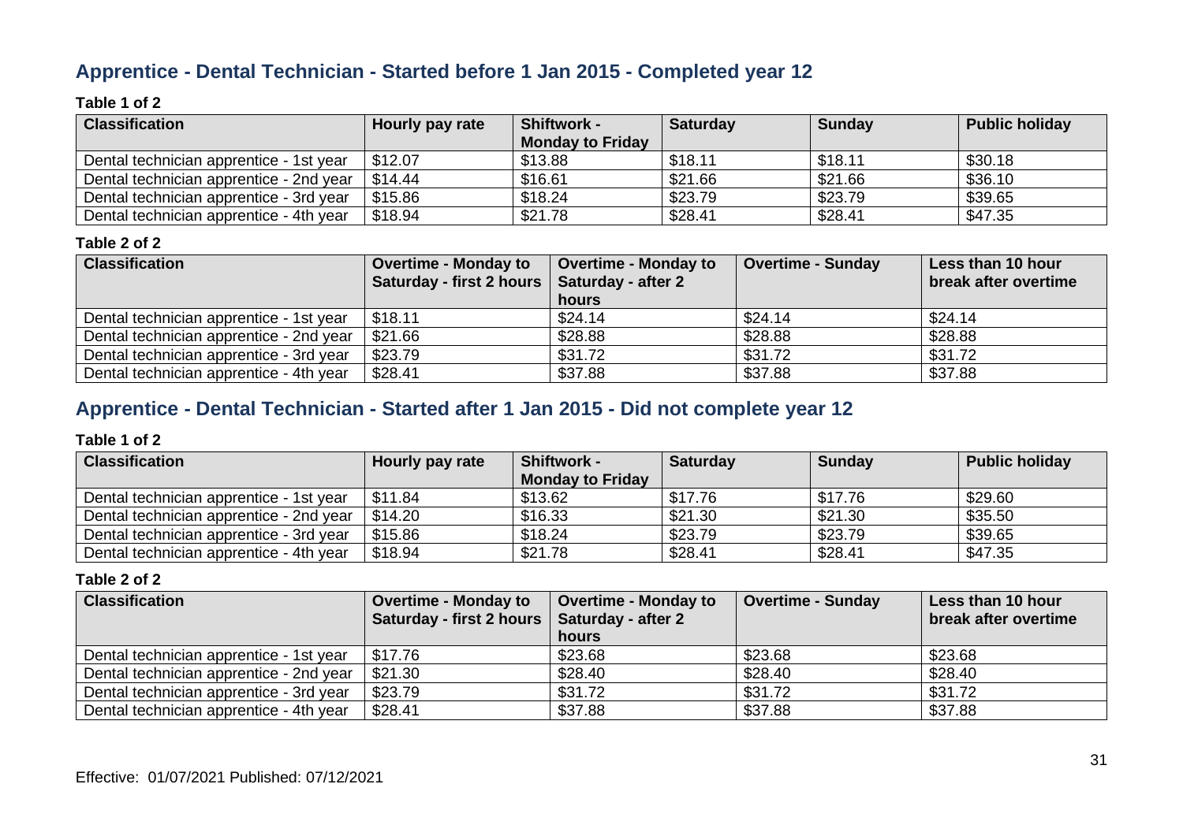## Apprentice - Dental Technician - Started before 1 Jan 2015 - Completed year 12

**Table 1 of 2**

| Classification | Hourly pay rate | Shiftwork - Monday to Friday | Saturday | Sunday | Public holiday |
|---|---|---|---|---|---|
| Dental technician apprentice - 1st year | $12.07 | $13.88 | $18.11 | $18.11 | $30.18 |
| Dental technician apprentice - 2nd year | $14.44 | $16.61 | $21.66 | $21.66 | $36.10 |
| Dental technician apprentice - 3rd year | $15.86 | $18.24 | $23.79 | $23.79 | $39.65 |
| Dental technician apprentice - 4th year | $18.94 | $21.78 | $28.41 | $28.41 | $47.35 |

**Table 2 of 2**

| Classification | Overtime - Monday to Saturday - first 2 hours | Overtime - Monday to Saturday - after 2 hours | Overtime - Sunday | Less than 10 hour break after overtime |
|---|---|---|---|---|
| Dental technician apprentice - 1st year | $18.11 | $24.14 | $24.14 | $24.14 |
| Dental technician apprentice - 2nd year | $21.66 | $28.88 | $28.88 | $28.88 |
| Dental technician apprentice - 3rd year | $23.79 | $31.72 | $31.72 | $31.72 |
| Dental technician apprentice - 4th year | $28.41 | $37.88 | $37.88 | $37.88 |

## Apprentice - Dental Technician - Started after 1 Jan 2015 - Did not complete year 12

**Table 1 of 2**

| Classification | Hourly pay rate | Shiftwork - Monday to Friday | Saturday | Sunday | Public holiday |
|---|---|---|---|---|---|
| Dental technician apprentice - 1st year | $11.84 | $13.62 | $17.76 | $17.76 | $29.60 |
| Dental technician apprentice - 2nd year | $14.20 | $16.33 | $21.30 | $21.30 | $35.50 |
| Dental technician apprentice - 3rd year | $15.86 | $18.24 | $23.79 | $23.79 | $39.65 |
| Dental technician apprentice - 4th year | $18.94 | $21.78 | $28.41 | $28.41 | $47.35 |

**Table 2 of 2**

| Classification | Overtime - Monday to Saturday - first 2 hours | Overtime - Monday to Saturday - after 2 hours | Overtime - Sunday | Less than 10 hour break after overtime |
|---|---|---|---|---|
| Dental technician apprentice - 1st year | $17.76 | $23.68 | $23.68 | $23.68 |
| Dental technician apprentice - 2nd year | $21.30 | $28.40 | $28.40 | $28.40 |
| Dental technician apprentice - 3rd year | $23.79 | $31.72 | $31.72 | $31.72 |
| Dental technician apprentice - 4th year | $28.41 | $37.88 | $37.88 | $37.88 |

Effective: 01/07/2021 Published: 07/12/2021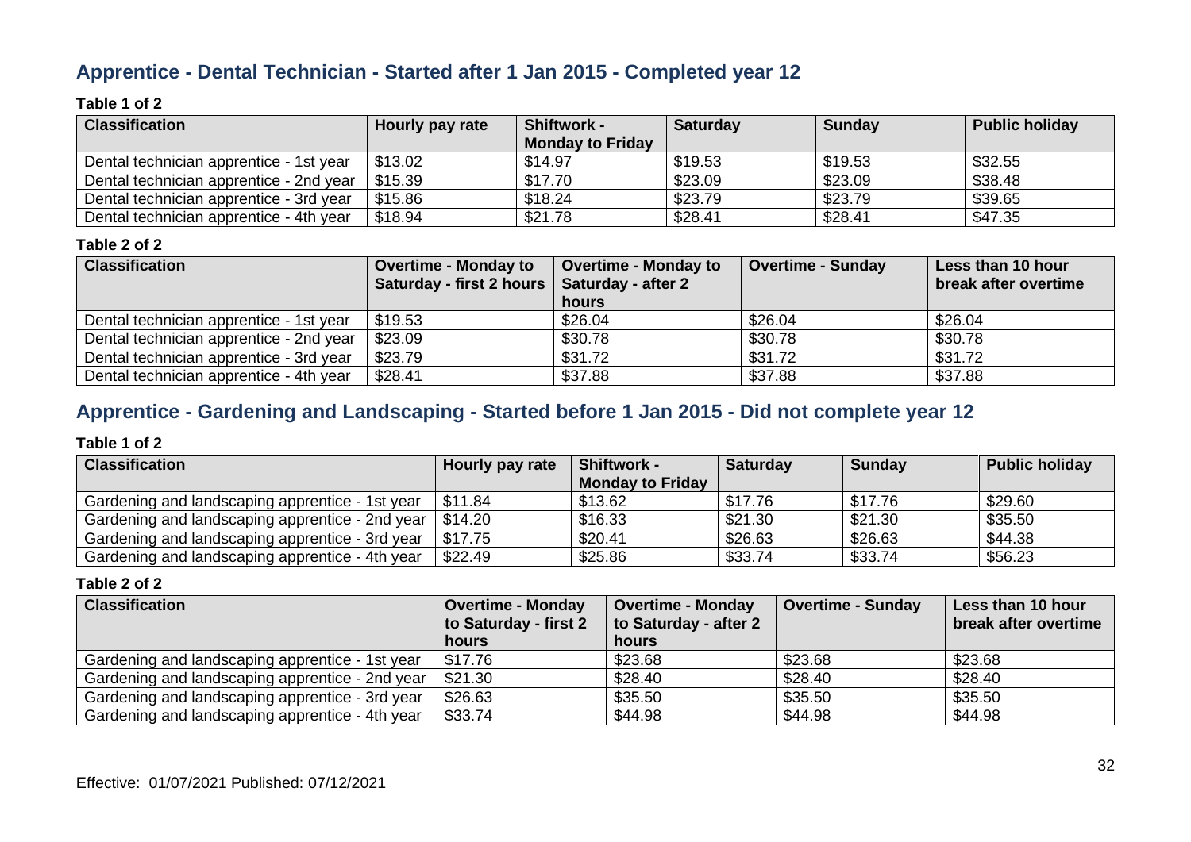## Apprentice - Dental Technician - Started after 1 Jan 2015 - Completed year 12

**Table 1 of 2**

| Classification | Hourly pay rate | Shiftwork - Monday to Friday | Saturday | Sunday | Public holiday |
|---|---|---|---|---|---|
| Dental technician apprentice - 1st year | $13.02 | $14.97 | $19.53 | $19.53 | $32.55 |
| Dental technician apprentice - 2nd year | $15.39 | $17.70 | $23.09 | $23.09 | $38.48 |
| Dental technician apprentice - 3rd year | $15.86 | $18.24 | $23.79 | $23.79 | $39.65 |
| Dental technician apprentice - 4th year | $18.94 | $21.78 | $28.41 | $28.41 | $47.35 |

**Table 2 of 2**

| Classification | Overtime - Monday to Saturday - first 2 hours | Overtime - Monday to Saturday - after 2 hours | Overtime - Sunday | Less than 10 hour break after overtime |
|---|---|---|---|---|
| Dental technician apprentice - 1st year | $19.53 | $26.04 | $26.04 | $26.04 |
| Dental technician apprentice - 2nd year | $23.09 | $30.78 | $30.78 | $30.78 |
| Dental technician apprentice - 3rd year | $23.79 | $31.72 | $31.72 | $31.72 |
| Dental technician apprentice - 4th year | $28.41 | $37.88 | $37.88 | $37.88 |

## Apprentice - Gardening and Landscaping - Started before 1 Jan 2015 - Did not complete year 12

**Table 1 of 2**

| Classification | Hourly pay rate | Shiftwork - Monday to Friday | Saturday | Sunday | Public holiday |
|---|---|---|---|---|---|
| Gardening and landscaping apprentice - 1st year | $11.84 | $13.62 | $17.76 | $17.76 | $29.60 |
| Gardening and landscaping apprentice - 2nd year | $14.20 | $16.33 | $21.30 | $21.30 | $35.50 |
| Gardening and landscaping apprentice - 3rd year | $17.75 | $20.41 | $26.63 | $26.63 | $44.38 |
| Gardening and landscaping apprentice - 4th year | $22.49 | $25.86 | $33.74 | $33.74 | $56.23 |

**Table 2 of 2**

| Classification | Overtime - Monday to Saturday - first 2 hours | Overtime - Monday to Saturday - after 2 hours | Overtime - Sunday | Less than 10 hour break after overtime |
|---|---|---|---|---|
| Gardening and landscaping apprentice - 1st year | $17.76 | $23.68 | $23.68 | $23.68 |
| Gardening and landscaping apprentice - 2nd year | $21.30 | $28.40 | $28.40 | $28.40 |
| Gardening and landscaping apprentice - 3rd year | $26.63 | $35.50 | $35.50 | $35.50 |
| Gardening and landscaping apprentice - 4th year | $33.74 | $44.98 | $44.98 | $44.98 |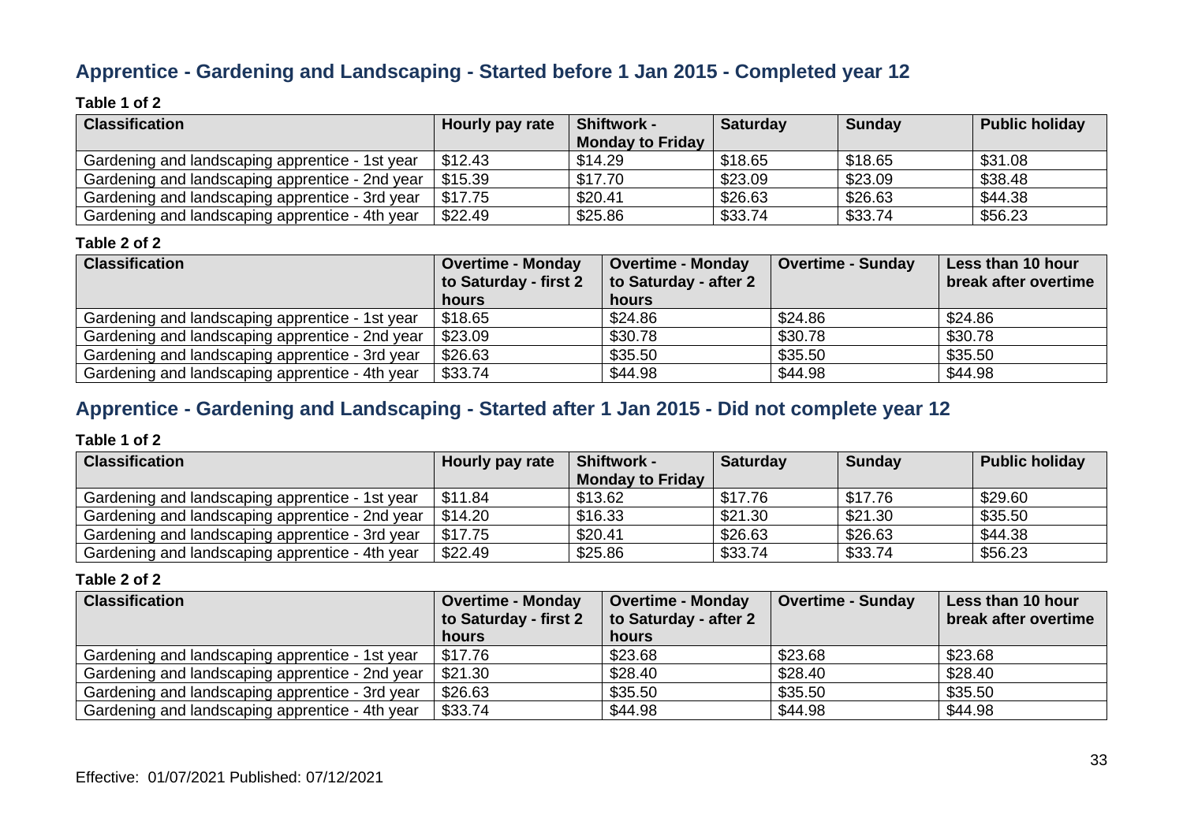## Apprentice - Gardening and Landscaping - Started before 1 Jan 2015 - Completed year 12

**Table 1 of 2**

| Classification | Hourly pay rate | Shiftwork - Monday to Friday | Saturday | Sunday | Public holiday |
|---|---|---|---|---|---|
| Gardening and landscaping apprentice - 1st year | \$12.43 | \$14.29 | \$18.65 | \$18.65 | \$31.08 |
| Gardening and landscaping apprentice - 2nd year | \$15.39 | \$17.70 | \$23.09 | \$23.09 | \$38.48 |
| Gardening and landscaping apprentice - 3rd year | \$17.75 | \$20.41 | \$26.63 | \$26.63 | \$44.38 |
| Gardening and landscaping apprentice - 4th year | \$22.49 | \$25.86 | \$33.74 | \$33.74 | \$56.23 |

**Table 2 of 2**

| Classification | Overtime - Monday to Saturday - first 2 hours | Overtime - Monday to Saturday - after 2 hours | Overtime - Sunday | Less than 10 hour break after overtime |
|---|---|---|---|---|
| Gardening and landscaping apprentice - 1st year | \$18.65 | \$24.86 | \$24.86 | \$24.86 |
| Gardening and landscaping apprentice - 2nd year | \$23.09 | \$30.78 | \$30.78 | \$30.78 |
| Gardening and landscaping apprentice - 3rd year | \$26.63 | \$35.50 | \$35.50 | \$35.50 |
| Gardening and landscaping apprentice - 4th year | \$33.74 | \$44.98 | \$44.98 | \$44.98 |

## Apprentice - Gardening and Landscaping - Started after 1 Jan 2015 - Did not complete year 12

**Table 1 of 2**

| Classification | Hourly pay rate | Shiftwork - Monday to Friday | Saturday | Sunday | Public holiday |
|---|---|---|---|---|---|
| Gardening and landscaping apprentice - 1st year | \$11.84 | \$13.62 | \$17.76 | \$17.76 | \$29.60 |
| Gardening and landscaping apprentice - 2nd year | \$14.20 | \$16.33 | \$21.30 | \$21.30 | \$35.50 |
| Gardening and landscaping apprentice - 3rd year | \$17.75 | \$20.41 | \$26.63 | \$26.63 | \$44.38 |
| Gardening and landscaping apprentice - 4th year | \$22.49 | \$25.86 | \$33.74 | \$33.74 | \$56.23 |

**Table 2 of 2**

| Classification | Overtime - Monday to Saturday - first 2 hours | Overtime - Monday to Saturday - after 2 hours | Overtime - Sunday | Less than 10 hour break after overtime |
|---|---|---|---|---|
| Gardening and landscaping apprentice - 1st year | \$17.76 | \$23.68 | \$23.68 | \$23.68 |
| Gardening and landscaping apprentice - 2nd year | \$21.30 | \$28.40 | \$28.40 | \$28.40 |
| Gardening and landscaping apprentice - 3rd year | \$26.63 | \$35.50 | \$35.50 | \$35.50 |
| Gardening and landscaping apprentice - 4th year | \$33.74 | \$44.98 | \$44.98 | \$44.98 |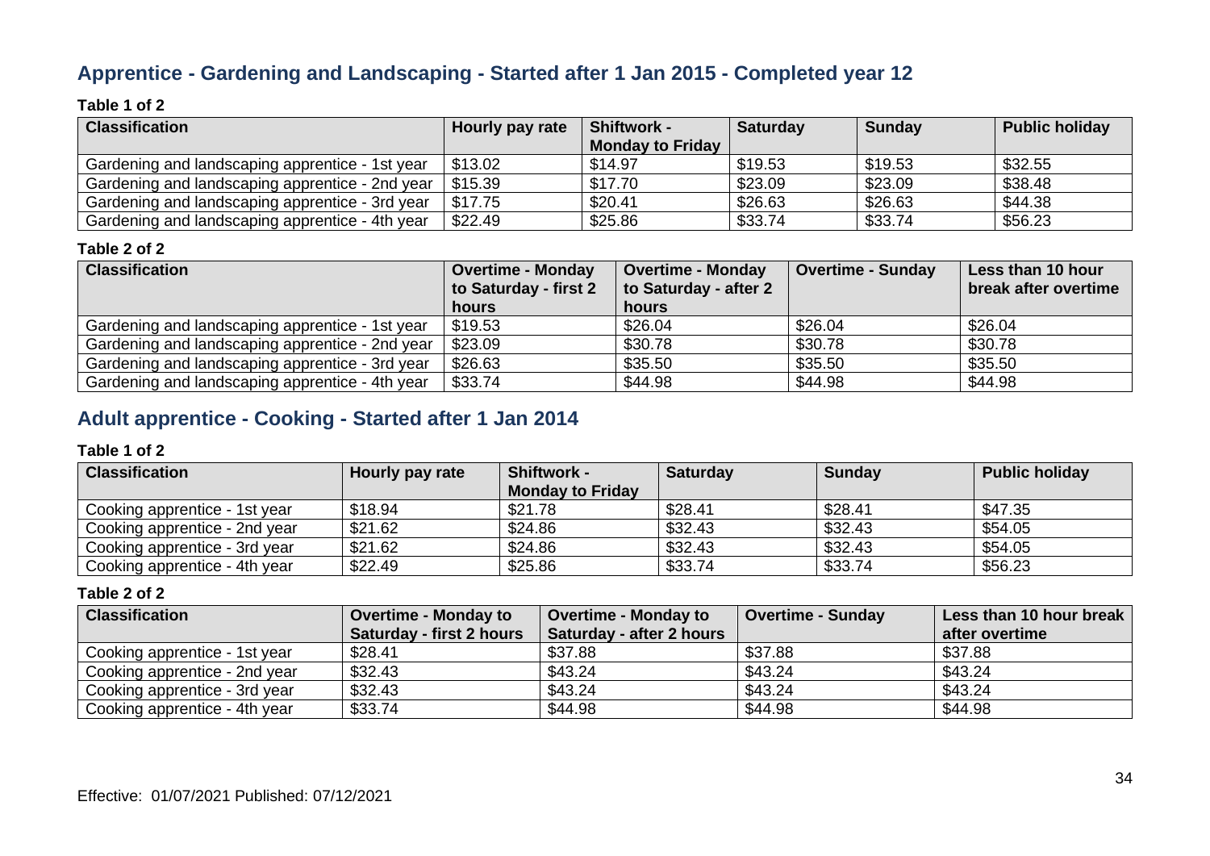## Apprentice - Gardening and Landscaping - Started after 1 Jan 2015 - Completed year 12

**Table 1 of 2**

| Classification | Hourly pay rate | Shiftwork - Monday to Friday | Saturday | Sunday | Public holiday |
|---|---|---|---|---|---|
| Gardening and landscaping apprentice - 1st year | $13.02 | $14.97 | $19.53 | $19.53 | $32.55 |
| Gardening and landscaping apprentice - 2nd year | $15.39 | $17.70 | $23.09 | $23.09 | $38.48 |
| Gardening and landscaping apprentice - 3rd year | $17.75 | $20.41 | $26.63 | $26.63 | $44.38 |
| Gardening and landscaping apprentice - 4th year | $22.49 | $25.86 | $33.74 | $33.74 | $56.23 |

**Table 2 of 2**

| Classification | Overtime - Monday to Saturday - first 2 hours | Overtime - Monday to Saturday - after 2 hours | Overtime - Sunday | Less than 10 hour break after overtime |
|---|---|---|---|---|
| Gardening and landscaping apprentice - 1st year | $19.53 | $26.04 | $26.04 | $26.04 |
| Gardening and landscaping apprentice - 2nd year | $23.09 | $30.78 | $30.78 | $30.78 |
| Gardening and landscaping apprentice - 3rd year | $26.63 | $35.50 | $35.50 | $35.50 |
| Gardening and landscaping apprentice - 4th year | $33.74 | $44.98 | $44.98 | $44.98 |

## Adult apprentice - Cooking - Started after 1 Jan 2014

**Table 1 of 2**

| Classification | Hourly pay rate | Shiftwork - Monday to Friday | Saturday | Sunday | Public holiday |
|---|---|---|---|---|---|
| Cooking apprentice - 1st year | $18.94 | $21.78 | $28.41 | $28.41 | $47.35 |
| Cooking apprentice - 2nd year | $21.62 | $24.86 | $32.43 | $32.43 | $54.05 |
| Cooking apprentice - 3rd year | $21.62 | $24.86 | $32.43 | $32.43 | $54.05 |
| Cooking apprentice - 4th year | $22.49 | $25.86 | $33.74 | $33.74 | $56.23 |

**Table 2 of 2**

| Classification | Overtime - Monday to Saturday - first 2 hours | Overtime - Monday to Saturday - after 2 hours | Overtime - Sunday | Less than 10 hour break after overtime |
|---|---|---|---|---|
| Cooking apprentice - 1st year | $28.41 | $37.88 | $37.88 | $37.88 |
| Cooking apprentice - 2nd year | $32.43 | $43.24 | $43.24 | $43.24 |
| Cooking apprentice - 3rd year | $32.43 | $43.24 | $43.24 | $43.24 |
| Cooking apprentice - 4th year | $33.74 | $44.98 | $44.98 | $44.98 |

Effective: 01/07/2021 Published: 07/12/2021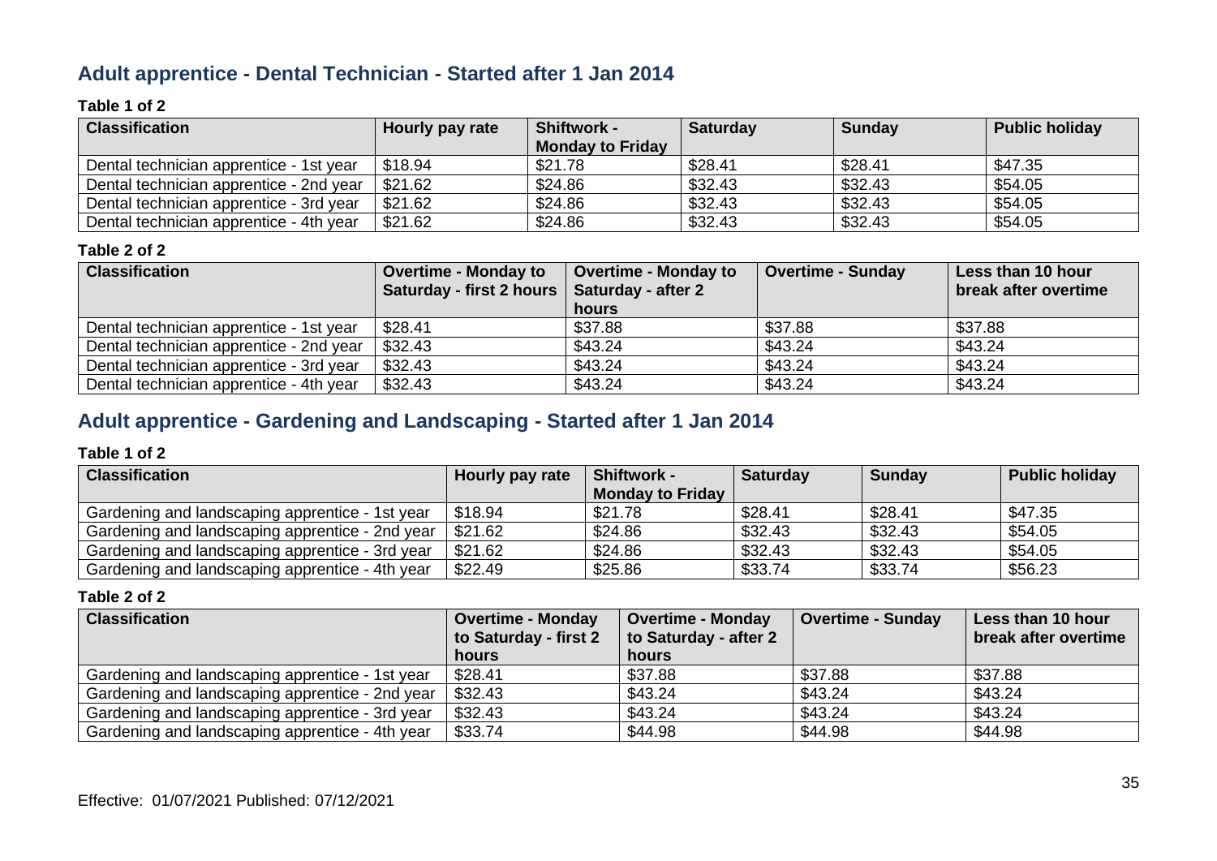## Adult apprentice - Dental Technician - Started after 1 Jan 2014

**Table 1 of 2**

| Classification | Hourly pay rate | Shiftwork - Monday to Friday | Saturday | Sunday | Public holiday |
|---|---|---|---|---|---|
| Dental technician apprentice - 1st year | $18.94 | $21.78 | $28.41 | $28.41 | $47.35 |
| Dental technician apprentice - 2nd year | $21.62 | $24.86 | $32.43 | $32.43 | $54.05 |
| Dental technician apprentice - 3rd year | $21.62 | $24.86 | $32.43 | $32.43 | $54.05 |
| Dental technician apprentice - 4th year | $21.62 | $24.86 | $32.43 | $32.43 | $54.05 |

**Table 2 of 2**

| Classification | Overtime - Monday to Saturday - first 2 hours | Overtime - Monday to Saturday - after 2 hours | Overtime - Sunday | Less than 10 hour break after overtime |
|---|---|---|---|---|
| Dental technician apprentice - 1st year | $28.41 | $37.88 | $37.88 | $37.88 |
| Dental technician apprentice - 2nd year | $32.43 | $43.24 | $43.24 | $43.24 |
| Dental technician apprentice - 3rd year | $32.43 | $43.24 | $43.24 | $43.24 |
| Dental technician apprentice - 4th year | $32.43 | $43.24 | $43.24 | $43.24 |

## Adult apprentice - Gardening and Landscaping - Started after 1 Jan 2014

**Table 1 of 2**

| Classification | Hourly pay rate | Shiftwork - Monday to Friday | Saturday | Sunday | Public holiday |
|---|---|---|---|---|---|
| Gardening and landscaping apprentice - 1st year | $18.94 | $21.78 | $28.41 | $28.41 | $47.35 |
| Gardening and landscaping apprentice - 2nd year | $21.62 | $24.86 | $32.43 | $32.43 | $54.05 |
| Gardening and landscaping apprentice - 3rd year | $21.62 | $24.86 | $32.43 | $32.43 | $54.05 |
| Gardening and landscaping apprentice - 4th year | $22.49 | $25.86 | $33.74 | $33.74 | $56.23 |

**Table 2 of 2**

| Classification | Overtime - Monday to Saturday - first 2 hours | Overtime - Monday to Saturday - after 2 hours | Overtime - Sunday | Less than 10 hour break after overtime |
|---|---|---|---|---|
| Gardening and landscaping apprentice - 1st year | $28.41 | $37.88 | $37.88 | $37.88 |
| Gardening and landscaping apprentice - 2nd year | $32.43 | $43.24 | $43.24 | $43.24 |
| Gardening and landscaping apprentice - 3rd year | $32.43 | $43.24 | $43.24 | $43.24 |
| Gardening and landscaping apprentice - 4th year | $33.74 | $44.98 | $44.98 | $44.98 |

Effective: 01/07/2021 Published: 07/12/2021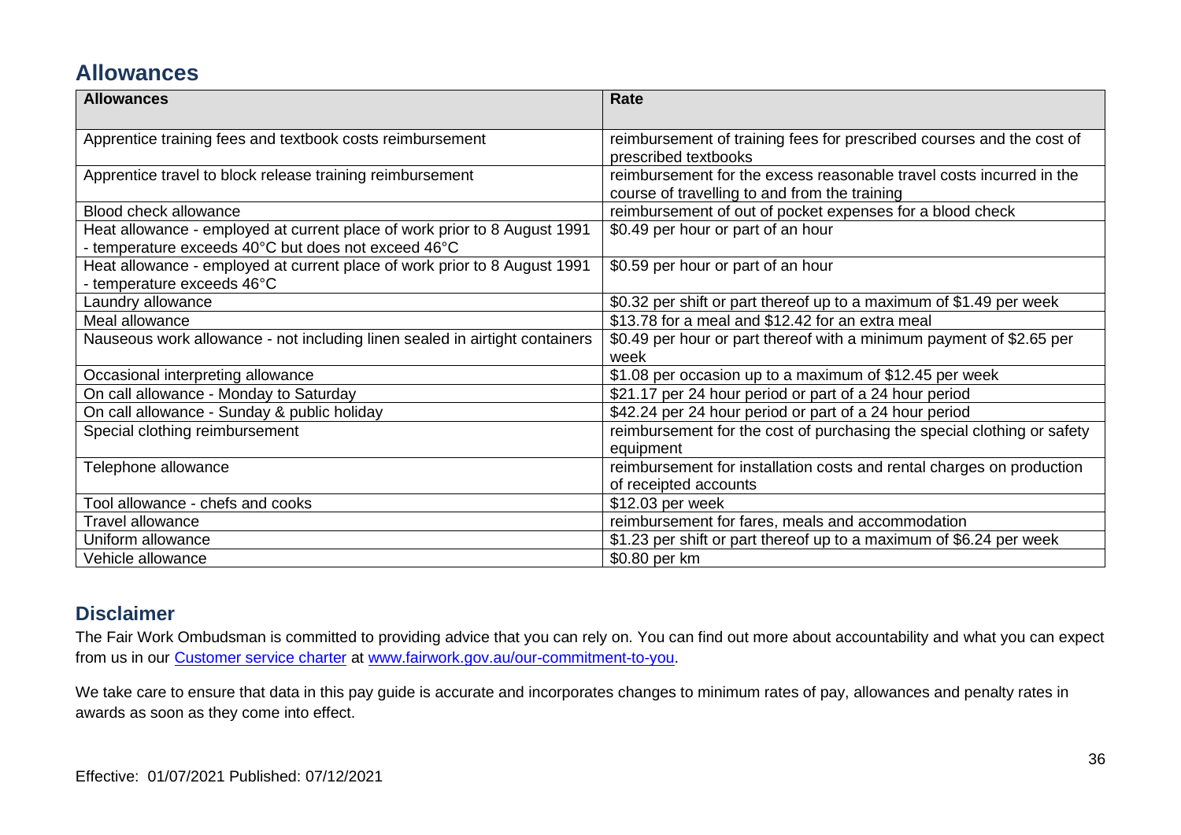## Allowances

| Allowances | Rate |
| --- | --- |
| Apprentice training fees and textbook costs reimbursement | reimbursement of training fees for prescribed courses and the cost of prescribed textbooks |
| Apprentice travel to block release training reimbursement | reimbursement for the excess reasonable travel costs incurred in the course of travelling to and from the training |
| Blood check allowance | reimbursement of out of pocket expenses for a blood check |
| Heat allowance - employed at current place of work prior to 8 August 1991 - temperature exceeds 40°C but does not exceed 46°C | \$0.49 per hour or part of an hour |
| Heat allowance - employed at current place of work prior to 8 August 1991 - temperature exceeds 46°C | \$0.59 per hour or part of an hour |
| Laundry allowance | \$0.32 per shift or part thereof up to a maximum of \$1.49 per week |
| Meal allowance | \$13.78 for a meal and \$12.42 for an extra meal |
| Nauseous work allowance - not including linen sealed in airtight containers | \$0.49 per hour or part thereof with a minimum payment of \$2.65 per week |
| Occasional interpreting allowance | \$1.08 per occasion up to a maximum of \$12.45 per week |
| On call allowance - Monday to Saturday | \$21.17 per 24 hour period or part of a 24 hour period |
| On call allowance - Sunday & public holiday | \$42.24 per 24 hour period or part of a 24 hour period |
| Special clothing reimbursement | reimbursement for the cost of purchasing the special clothing or safety equipment |
| Telephone allowance | reimbursement for installation costs and rental charges on production of receipted accounts |
| Tool allowance - chefs and cooks | \$12.03 per week |
| Travel allowance | reimbursement for fares, meals and accommodation |
| Uniform allowance | \$1.23 per shift or part thereof up to a maximum of \$6.24 per week |
| Vehicle allowance | \$0.80 per km |

## Disclaimer

The Fair Work Ombudsman is committed to providing advice that you can rely on. You can find out more about accountability and what you can expect from us in our [Customer service charter](www.fairwork.gov.au/our-commitment-to-you) at [www.fairwork.gov.au/our-commitment-to-you](www.fairwork.gov.au/our-commitment-to-you).

We take care to ensure that data in this pay guide is accurate and incorporates changes to minimum rates of pay, allowances and penalty rates in awards as soon as they come into effect.

Effective: 01/07/2021 Published: 07/12/2021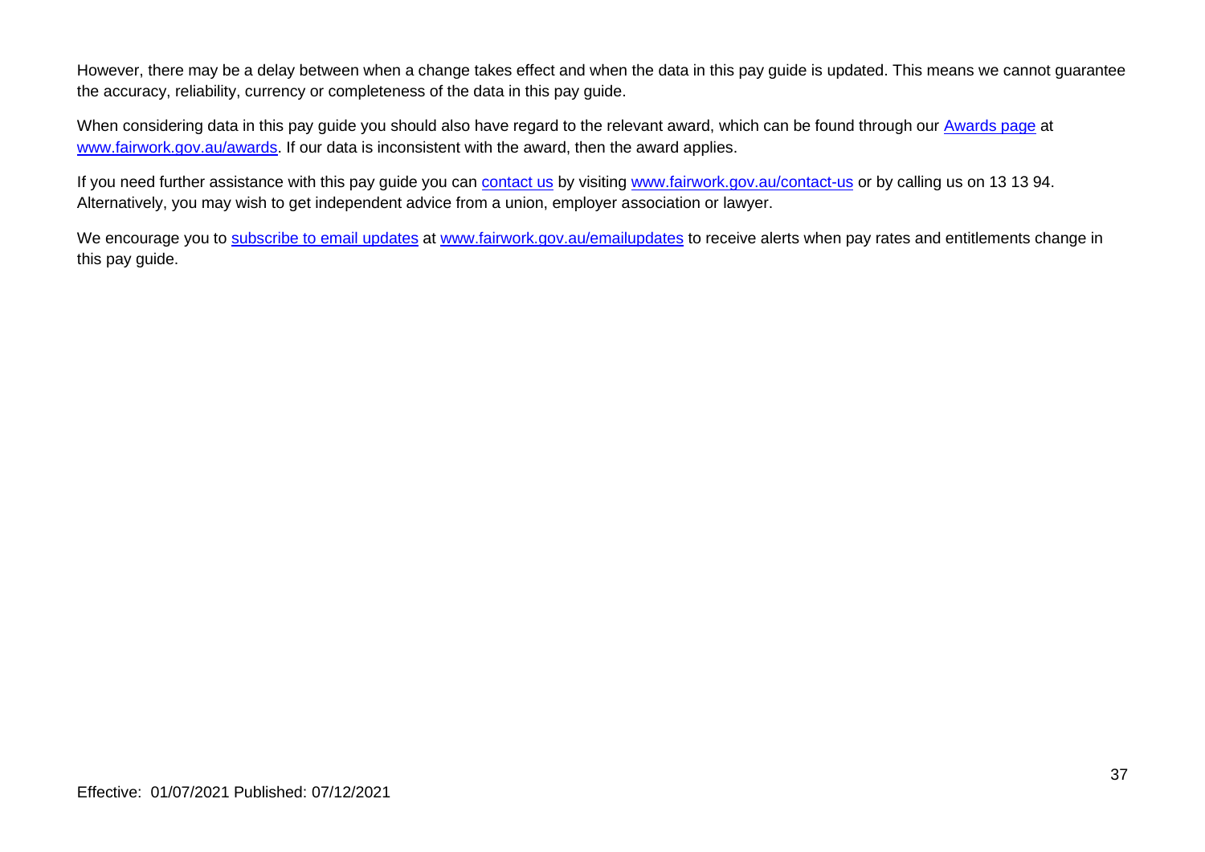However, there may be a delay between when a change takes effect and when the data in this pay guide is updated. This means we cannot guarantee the accuracy, reliability, currency or completeness of the data in this pay guide.

When considering data in this pay guide you should also have regard to the relevant award, which can be found through our [Awards page](www.fairwork.gov.au/awards) at [www.fairwork.gov.au/awards](www.fairwork.gov.au/awards). If our data is inconsistent with the award, then the award applies.

If you need further assistance with this pay guide you can [contact us](www.fairwork.gov.au/contact-us) by visiting [www.fairwork.gov.au/contact-us](www.fairwork.gov.au/contact-us) or by calling us on 13 13 94. Alternatively, you may wish to get independent advice from a union, employer association or lawyer.

We encourage you to [subscribe to email updates](www.fairwork.gov.au/emailupdates) at [www.fairwork.gov.au/emailupdates](www.fairwork.gov.au/emailupdates) to receive alerts when pay rates and entitlements change in this pay guide.